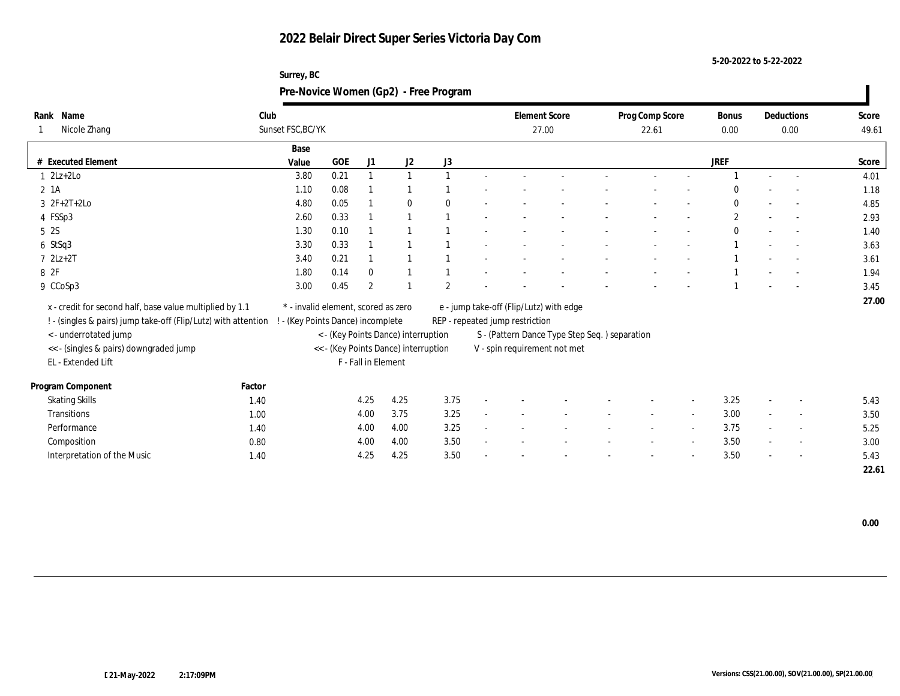# 2022 Belair Direct Super Series Victoria Day Com

5-20-2022 to 5-22-2022

Surrey, BC

## Pre-Novice Women (Gp2) - Free Program

| Rank | Name | Club | Element Score | Prog Comp Score | Bonus | Deductions | Score |
|---|---|---|---|---|---|---|---|
| 1 | Nicole Zhang | Sunset FSC,BC/YK | 27.00 | 22.61 | 0.00 | 0.00 | 49.61 |

| # | Executed Element | Base Value | GOE | J1 | J2 | J3 | | | | | | | JREF | | | Score |
|---|---|---|---|---|---|---|---|---|---|---|---|---|---|---|---|---|
| 1 | 2Lz+2Lo | 3.80 | 0.21 | 1 | 1 | 1 | - | - | - | - | - | - | 1 | - | - | 4.01 |
| 2 | 1A | 1.10 | 0.08 | 1 | 1 | 1 | - | - | - | - | - | - | 0 | - | - | 1.18 |
| 3 | 2F+2T+2Lo | 4.80 | 0.05 | 1 | 0 | 0 | - | - | - | - | - | - | 0 | - | - | 4.85 |
| 4 | FSSp3 | 2.60 | 0.33 | 1 | 1 | 1 | - | - | - | - | - | - | 2 | - | - | 2.93 |
| 5 | 2S | 1.30 | 0.10 | 1 | 1 | 1 | - | - | - | - | - | - | 0 | - | - | 1.40 |
| 6 | StSq3 | 3.30 | 0.33 | 1 | 1 | 1 | - | - | - | - | - | - | 1 | - | - | 3.63 |
| 7 | 2Lz+2T | 3.40 | 0.21 | 1 | 1 | 1 | - | - | - | - | - | - | 1 | - | - | 3.61 |
| 8 | 2F | 1.80 | 0.14 | 0 | 1 | 1 | - | - | - | - | - | - | 1 | - | - | 1.94 |
| 9 | CCoSp3 | 3.00 | 0.45 | 2 | 1 | 2 | - | - | - | - | - | - | 1 | - | - | 3.45 |
| | | | | | | | | | | | | | | | | 27.00 |

x - credit for second half, base value multiplied by 1.1
! - (singles & pairs) jump take-off (Flip/Lutz) with attention
< - underrotated jump
<< - (singles & pairs) downgraded jump
EL - Extended Lift
* - invalid element, scored as zero
! - (Key Points Dance) incomplete
< - (Key Points Dance) interruption
<< - (Key Points Dance) interruption
F - Fall in Element
e - jump take-off (Flip/Lutz) with edge
REP - repeated jump restriction
S - (Pattern Dance Type Step Seq. ) separation
V - spin requirement not met

| Program Component | Factor | J1 | J2 | J3 | | | | | | | JREF | | | Score |
|---|---|---|---|---|---|---|---|---|---|---|---|---|---|---|
| Skating Skills | 1.40 | 4.25 | 4.25 | 3.75 | - | - | - | - | - | - | 3.25 | - | - | 5.43 |
| Transitions | 1.00 | 4.00 | 3.75 | 3.25 | - | - | - | - | - | - | 3.00 | - | - | 3.50 |
| Performance | 1.40 | 4.00 | 4.00 | 3.25 | - | - | - | - | - | - | 3.75 | - | - | 5.25 |
| Composition | 0.80 | 4.00 | 4.00 | 3.50 | - | - | - | - | - | - | 3.50 | - | - | 3.00 |
| Interpretation of the Music | 1.40 | 4.25 | 4.25 | 3.50 | - | - | - | - | - | - | 3.50 | - | - | 5.43 |
| | | | | | | | | | | | | | | 22.61 |

0.00

21-May-2022 2:17:09PM

Versions: CSS(21.00.00), SOV(21.00.00), SP(21.00.00)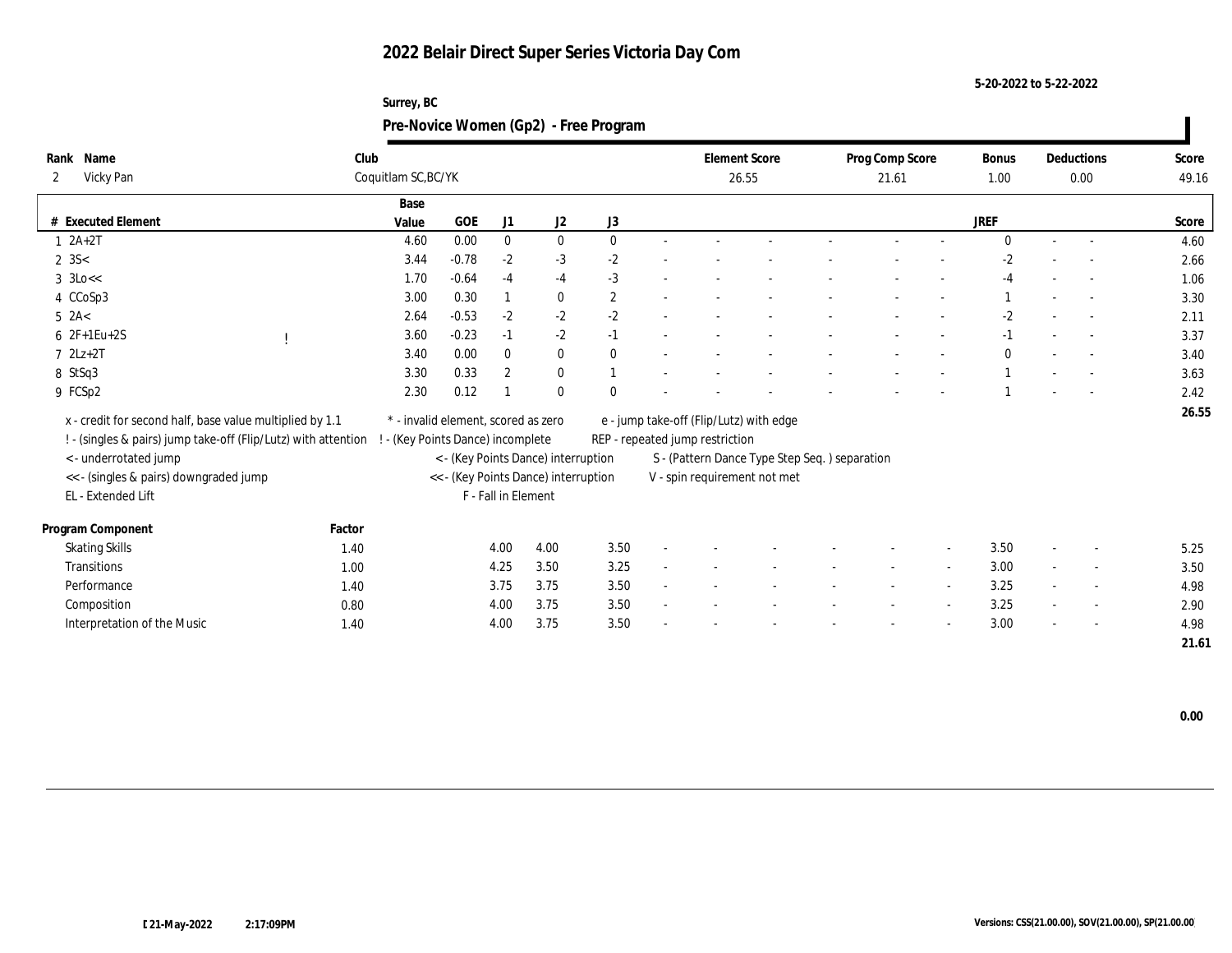# 2022 Belair Direct Super Series Victoria Day Com

5-20-2022 to 5-22-2022

Surrey, BC

## Pre-Novice Women (Gp2) - Free Program

| Rank | Name | Club | Element Score | Prog Comp Score | Bonus | Deductions | Score |
|---|---|---|---|---|---|---|---|
| 2 | Vicky Pan | Coquitlam SC,BC/YK | 26.55 | 21.61 | 1.00 | 0.00 | 49.16 |

| # | Executed Element | | Base Value | GOE | J1 | J2 | J3 | | | | | | | | JREF | | | Score |
|---|---|---|---|---|---|---|---|---|---|---|---|---|---|---|---|---|---|---|
| 1 | 2A+2T | | 4.60 | 0.00 | 0 | 0 | 0 | - | - | - | - | - | - | - | 0 | - | - | 4.60 |
| 2 | 3S< | | 3.44 | -0.78 | -2 | -3 | -2 | - | - | - | - | - | - | - | -2 | - | - | 2.66 |
| 3 | 3Lo<< | | 1.70 | -0.64 | -4 | -4 | -3 | - | - | - | - | - | - | - | -4 | - | - | 1.06 |
| 4 | CCoSp3 | | 3.00 | 0.30 | 1 | 0 | 2 | - | - | - | - | - | - | - | 1 | - | - | 3.30 |
| 5 | 2A< | | 2.64 | -0.53 | -2 | -2 | -2 | - | - | - | - | - | - | - | -2 | - | - | 2.11 |
| 6 | 2F+1Eu+2S | ! | 3.60 | -0.23 | -1 | -2 | -1 | - | - | - | - | - | - | - | -1 | - | - | 3.37 |
| 7 | 2Lz+2T | | 3.40 | 0.00 | 0 | 0 | 0 | - | - | - | - | - | - | - | 0 | - | - | 3.40 |
| 8 | StSq3 | | 3.30 | 0.33 | 2 | 0 | 1 | - | - | - | - | - | - | - | 1 | - | - | 3.63 |
| 9 | FCSp2 | | 2.30 | 0.12 | 1 | 0 | 0 | - | - | - | - | - | - | - | 1 | - | - | 2.42 |
| | | | | | | | | | | | | | | | | | | 26.55 |

x - credit for second half, base value multiplied by 1.1
! - (singles & pairs) jump take-off (Flip/Lutz) with attention
< - underrotated jump
<< - (singles & pairs) downgraded jump
EL - Extended Lift
* - invalid element, scored as zero
! - (Key Points Dance) incomplete
< - (Key Points Dance) interruption
<< - (Key Points Dance) interruption
F - Fall in Element
e - jump take-off (Flip/Lutz) with edge
REP - repeated jump restriction
S - (Pattern Dance Type Step Seq. ) separation
V - spin requirement not met

| Program Component | Factor | J1 | J2 | J3 | | | | | | | JREF | | | Score |
|---|---|---|---|---|---|---|---|---|---|---|---|---|---|---|
| Skating Skills | 1.40 | 4.00 | 4.00 | 3.50 | - | - | - | - | - | - | 3.50 | - | - | 5.25 |
| Transitions | 1.00 | 4.25 | 3.50 | 3.25 | - | - | - | - | - | - | 3.00 | - | - | 3.50 |
| Performance | 1.40 | 3.75 | 3.75 | 3.50 | - | - | - | - | - | - | 3.25 | - | - | 4.98 |
| Composition | 0.80 | 4.00 | 3.75 | 3.50 | - | - | - | - | - | - | 3.25 | - | - | 2.90 |
| Interpretation of the Music | 1.40 | 4.00 | 3.75 | 3.50 | - | - | - | - | - | - | 3.00 | - | - | 4.98 |
| | | | | | | | | | | | | | | 21.61 |

0.00

[ 21-May-2022 2:17:09PM

Versions: CSS(21.00.00), SOV(21.00.00), SP(21.00.00)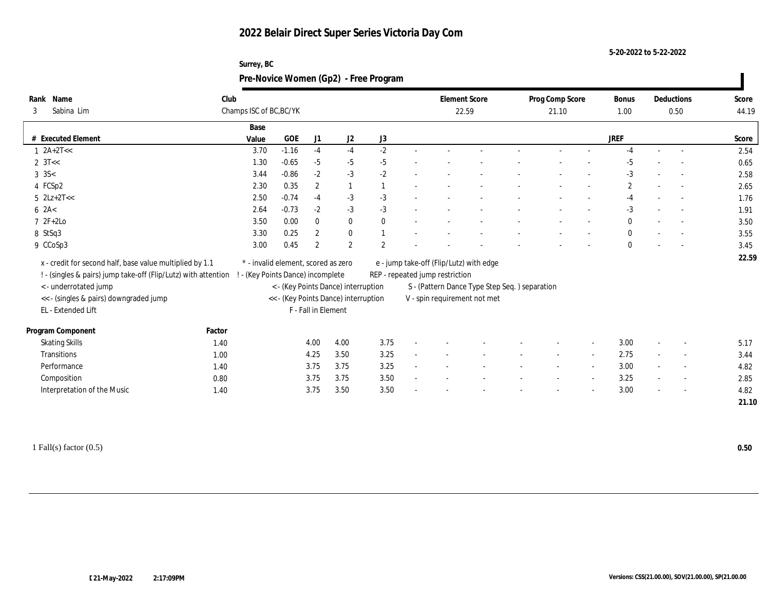# 2022 Belair Direct Super Series Victoria Day Com

5-20-2022 to 5-22-2022

Surrey, BC

## Pre-Novice Women (Gp2) - Free Program

| Rank | Name | Club | Element Score | Prog Comp Score | Bonus | Deductions | Score |
|---|---|---|---|---|---|---|---|
| 3 | Sabina Lim | Champs ISC of BC,BC/YK | 22.59 | 21.10 | 1.00 | 0.50 | 44.19 |

| # | Executed Element | Base Value | GOE | J1 | J2 | J3 | | | | | | | JREF | | | Score |
|---|---|---|---|---|---|---|---|---|---|---|---|---|---|---|---|---|
| 1 | 2A+2T<< | 3.70 | -1.16 | -4 | -4 | -2 | - | - | - | - | - | - | -4 | - | - | 2.54 |
| 2 | 3T<< | 1.30 | -0.65 | -5 | -5 | -5 | - | - | - | - | - | - | -5 | - | - | 0.65 |
| 3 | 3S< | 3.44 | -0.86 | -2 | -3 | -2 | - | - | - | - | - | - | -3 | - | - | 2.58 |
| 4 | FCSp2 | 2.30 | 0.35 | 2 | 1 | 1 | - | - | - | - | - | - | 2 | - | - | 2.65 |
| 5 | 2Lz+2T<< | 2.50 | -0.74 | -4 | -3 | -3 | - | - | - | - | - | - | -4 | - | - | 1.76 |
| 6 | 2A< | 2.64 | -0.73 | -2 | -3 | -3 | - | - | - | - | - | - | -3 | - | - | 1.91 |
| 7 | 2F+2Lo | 3.50 | 0.00 | 0 | 0 | 0 | - | - | - | - | - | - | 0 | - | - | 3.50 |
| 8 | StSq3 | 3.30 | 0.25 | 2 | 0 | 1 | - | - | - | - | - | - | 0 | - | - | 3.55 |
| 9 | CCoSp3 | 3.00 | 0.45 | 2 | 2 | 2 | - | - | - | - | - | - | 0 | - | - | 3.45 |
| | | | | | | | | | | | | | | | | 22.59 |

x - credit for second half, base value multiplied by 1.1
! - (singles & pairs) jump take-off (Flip/Lutz) with attention
< - underrotated jump
<< - (singles & pairs) downgraded jump
EL - Extended Lift
* - invalid element, scored as zero
! - (Key Points Dance) incomplete
< - (Key Points Dance) interruption
<< - (Key Points Dance) interruption
F - Fall in Element
e - jump take-off (Flip/Lutz) with edge
REP - repeated jump restriction
S - (Pattern Dance Type Step Seq. ) separation
V - spin requirement not met

| Program Component | Factor | J1 | J2 | J3 | | | | | | | JREF | | | Score |
|---|---|---|---|---|---|---|---|---|---|---|---|---|---|---|
| Skating Skills | 1.40 | 4.00 | 4.00 | 3.75 | - | - | - | - | - | - | 3.00 | - | - | 5.17 |
| Transitions | 1.00 | 4.25 | 3.50 | 3.25 | - | - | - | - | - | - | 2.75 | - | - | 3.44 |
| Performance | 1.40 | 3.75 | 3.75 | 3.25 | - | - | - | - | - | - | 3.00 | - | - | 4.82 |
| Composition | 0.80 | 3.75 | 3.75 | 3.50 | - | - | - | - | - | - | 3.25 | - | - | 2.85 |
| Interpretation of the Music | 1.40 | 3.75 | 3.50 | 3.50 | - | - | - | - | - | - | 3.00 | - | - | 4.82 |
| | | | | | | | | | | | | | | 21.10 |

1 Fall(s) factor (0.5) **0.50**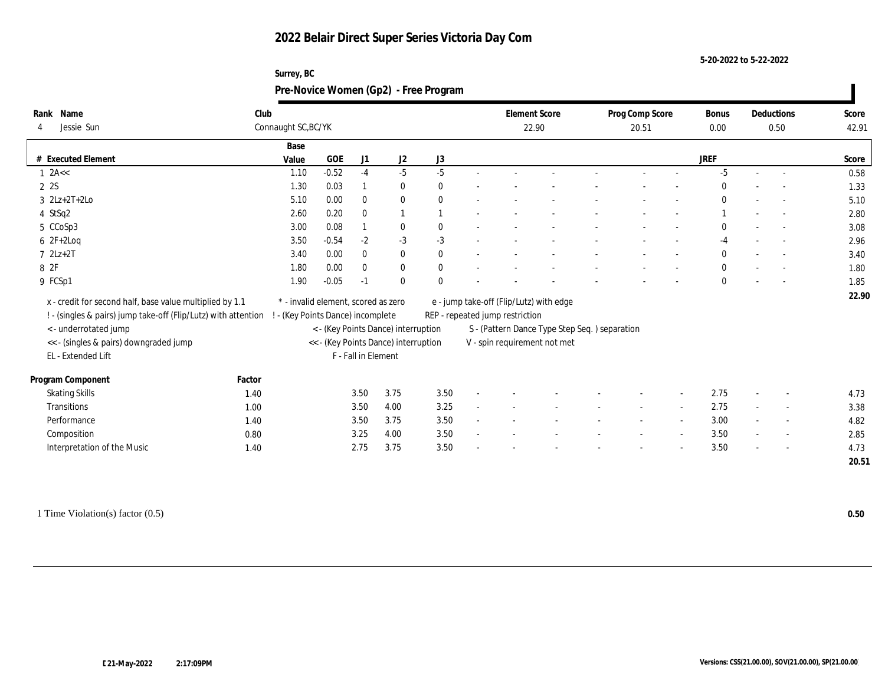# 2022 Belair Direct Super Series Victoria Day Com

5-20-2022 to 5-22-2022

Surrey, BC

## Pre-Novice Women (Gp2) - Free Program

| Rank | Name | Club | Element Score | Prog Comp Score | Bonus | Deductions | Score |
|---|---|---|---|---|---|---|---|
| 4 | Jessie Sun | Connaught SC,BC/YK | 22.90 | 20.51 | 0.00 | 0.50 | 42.91 |

| # | Executed Element | Base Value | GOE | J1 | J2 | J3 | | | | | | | | | JREF | | | Score |
|---|---|---|---|---|---|---|---|---|---|---|---|---|---|---|---|---|---|---|
| 1 | 2A<< | 1.10 | -0.52 | -4 | -5 | -5 | - | - | - | - | - | - | - | - | -5 | - | - | 0.58 |
| 2 | 2S | 1.30 | 0.03 | 1 | 0 | 0 | - | - | - | - | - | - | - | - | 0 | - | - | 1.33 |
| 3 | 2Lz+2T+2Lo | 5.10 | 0.00 | 0 | 0 | 0 | - | - | - | - | - | - | - | - | 0 | - | - | 5.10 |
| 4 | StSq2 | 2.60 | 0.20 | 0 | 1 | 1 | - | - | - | - | - | - | - | - | 1 | - | - | 2.80 |
| 5 | CCoSp3 | 3.00 | 0.08 | 1 | 0 | 0 | - | - | - | - | - | - | - | - | 0 | - | - | 3.08 |
| 6 | 2F+2Loq | 3.50 | -0.54 | -2 | -3 | -3 | - | - | - | - | - | - | - | - | -4 | - | - | 2.96 |
| 7 | 2Lz+2T | 3.40 | 0.00 | 0 | 0 | 0 | - | - | - | - | - | - | - | - | 0 | - | - | 3.40 |
| 8 | 2F | 1.80 | 0.00 | 0 | 0 | 0 | - | - | - | - | - | - | - | - | 0 | - | - | 1.80 |
| 9 | FCSp1 | 1.90 | -0.05 | -1 | 0 | 0 | - | - | - | - | - | - | - | - | 0 | - | - | 1.85 |
| | | | | | | | | | | | | | | | | | | 22.90 |

x - credit for second half, base value multiplied by 1.1
! - (singles & pairs) jump take-off (Flip/Lutz) with attention
< - underrotated jump
<< - (singles & pairs) downgraded jump
EL - Extended Lift
* - invalid element, scored as zero
! - (Key Points Dance) incomplete
< - (Key Points Dance) interruption
<< - (Key Points Dance) interruption
F - Fall in Element
e - jump take-off (Flip/Lutz) with edge
REP - repeated jump restriction
S - (Pattern Dance Type Step Seq. ) separation
V - spin requirement not met

| Program Component | Factor | J1 | J2 | J3 | | | | | | | JREF | | | Score |
|---|---|---|---|---|---|---|---|---|---|---|---|---|---|---|
| Skating Skills | 1.40 | 3.50 | 3.75 | 3.50 | - | - | - | - | - | - | 2.75 | - | - | 4.73 |
| Transitions | 1.00 | 3.50 | 4.00 | 3.25 | - | - | - | - | - | - | 2.75 | - | - | 3.38 |
| Performance | 1.40 | 3.50 | 3.75 | 3.50 | - | - | - | - | - | - | 3.00 | - | - | 4.82 |
| Composition | 0.80 | 3.25 | 4.00 | 3.50 | - | - | - | - | - | - | 3.50 | - | - | 2.85 |
| Interpretation of the Music | 1.40 | 2.75 | 3.75 | 3.50 | - | - | - | - | - | - | 3.50 | - | - | 4.73 |
| | | | | | | | | | | | | | | 20.51 |

1 Time Violation(s) factor (0.5) **0.50**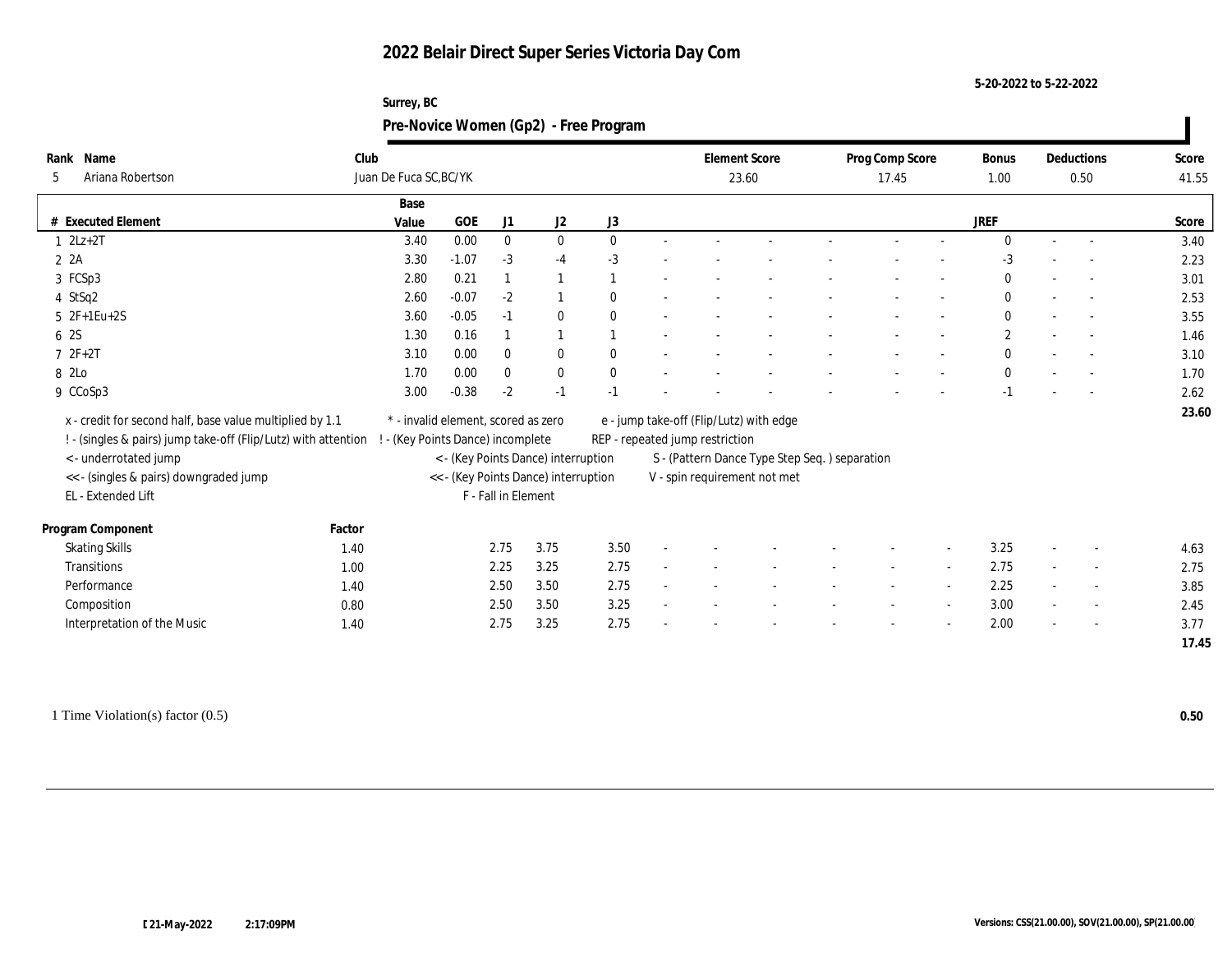# 2022 Belair Direct Super Series Victoria Day Com

5-20-2022 to 5-22-2022

Surrey, BC

## Pre-Novice Women (Gp2) - Free Program

| Rank | Name | Club | Element Score | Prog Comp Score | Bonus | Deductions | Score |
|---|---|---|---|---|---|---|---|
| 5 | Ariana Robertson | Juan De Fuca SC,BC/YK | 23.60 | 17.45 | 1.00 | 0.50 | 41.55 |

| # | Executed Element | Base Value | GOE | J1 | J2 | J3 | | | | | | | | | JREF | | | Score |
|---|---|---|---|---|---|---|---|---|---|---|---|---|---|---|---|---|---|---|
| 1 | 2Lz+2T | 3.40 | 0.00 | 0 | 0 | 0 | - | - | - | - | - | - | - | 0 | - | - | 3.40 |
| 2 | 2A | 3.30 | -1.07 | -3 | -4 | -3 | - | - | - | - | - | - | - | -3 | - | - | 2.23 |
| 3 | FCSp3 | 2.80 | 0.21 | 1 | 1 | 1 | - | - | - | - | - | - | - | 0 | - | - | 3.01 |
| 4 | StSq2 | 2.60 | -0.07 | -2 | 1 | 0 | - | - | - | - | - | - | - | 0 | - | - | 2.53 |
| 5 | 2F+1Eu+2S | 3.60 | -0.05 | -1 | 0 | 0 | - | - | - | - | - | - | - | 0 | - | - | 3.55 |
| 6 | 2S | 1.30 | 0.16 | 1 | 1 | 1 | - | - | - | - | - | - | - | 2 | - | - | 1.46 |
| 7 | 2F+2T | 3.10 | 0.00 | 0 | 0 | 0 | - | - | - | - | - | - | - | 0 | - | - | 3.10 |
| 8 | 2Lo | 1.70 | 0.00 | 0 | 0 | 0 | - | - | - | - | - | - | - | 0 | - | - | 1.70 |
| 9 | CCoSp3 | 3.00 | -0.38 | -2 | -1 | -1 | - | - | - | - | - | - | - | -1 | - | - | 2.62 |
| | | | | | | | | | | | | | | | | | 23.60 |

x - credit for second half, base value multiplied by 1.1
! - (singles & pairs) jump take-off (Flip/Lutz) with attention
< - underrotated jump
<< - (singles & pairs) downgraded jump
EL - Extended Lift
* - invalid element, scored as zero
! - (Key Points Dance) incomplete
< - (Key Points Dance) interruption
<< - (Key Points Dance) interruption
F - Fall in Element
e - jump take-off (Flip/Lutz) with edge
REP - repeated jump restriction
S - (Pattern Dance Type Step Seq. ) separation
V - spin requirement not met

| Program Component | Factor | J1 | J2 | J3 | | | | | | | JREF | | | Score |
|---|---|---|---|---|---|---|---|---|---|---|---|---|---|---|
| Skating Skills | 1.40 | 2.75 | 3.75 | 3.50 | - | - | - | - | - | - | 3.25 | - | - | 4.63 |
| Transitions | 1.00 | 2.25 | 3.25 | 2.75 | - | - | - | - | - | - | 2.75 | - | - | 2.75 |
| Performance | 1.40 | 2.50 | 3.50 | 2.75 | - | - | - | - | - | - | 2.25 | - | - | 3.85 |
| Composition | 0.80 | 2.50 | 3.50 | 3.25 | - | - | - | - | - | - | 3.00 | - | - | 2.45 |
| Interpretation of the Music | 1.40 | 2.75 | 3.25 | 2.75 | - | - | - | - | - | - | 2.00 | - | - | 3.77 |
| | | | | | | | | | | | | | | 17.45 |

1 Time Violation(s) factor (0.5) **0.50**

21-May-2022 2:17:09PM

Versions: CSS(21.00.00), SOV(21.00.00), SP(21.00.00)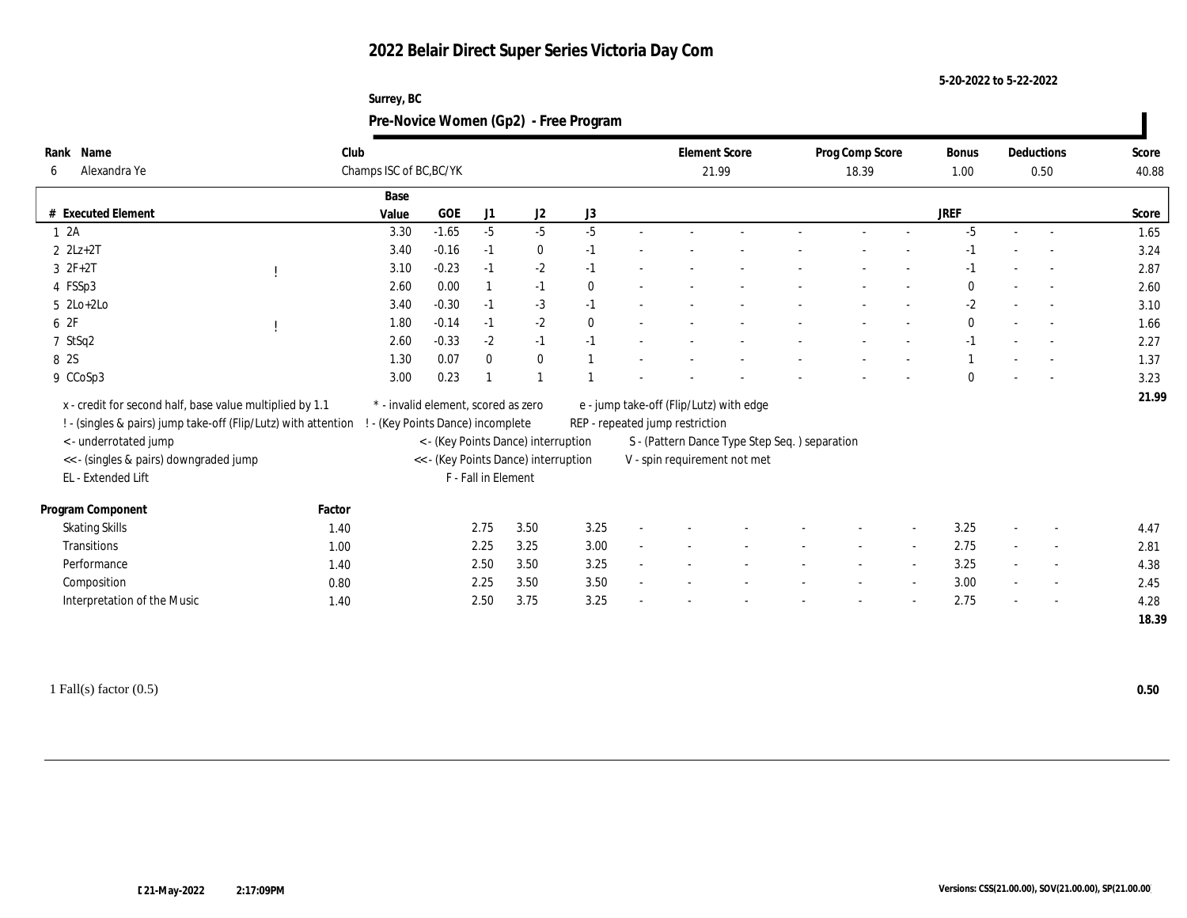# 2022 Belair Direct Super Series Victoria Day Com

5-20-2022 to 5-22-2022

Surrey, BC

## Pre-Novice Women (Gp2) - Free Program

| Rank | Name | Club | Element Score | Prog Comp Score | Bonus | Deductions | Score |
|---|---|---|---|---|---|---|---|
| 6 | Alexandra Ye | Champs ISC of BC,BC/YK | 21.99 | 18.39 | 1.00 | 0.50 | 40.88 |

| # | Executed Element | | Base Value | GOE | J1 | J2 | J3 | | | | | | | JREF | | | Score |
|---|---|---|---|---|---|---|---|---|---|---|---|---|---|---|---|---|---|
| 1 | 2A | | 3.30 | -1.65 | -5 | -5 | -5 | - | - | - | - | - | - | -5 | - | - | 1.65 |
| 2 | 2Lz+2T | | 3.40 | -0.16 | -1 | 0 | -1 | - | - | - | - | - | - | -1 | - | - | 3.24 |
| 3 | 2F+2T | ! | 3.10 | -0.23 | -1 | -2 | -1 | - | - | - | - | - | - | -1 | - | - | 2.87 |
| 4 | FSSp3 | | 2.60 | 0.00 | 1 | -1 | 0 | - | - | - | - | - | - | 0 | - | - | 2.60 |
| 5 | 2Lo+2Lo | | 3.40 | -0.30 | -1 | -3 | -1 | - | - | - | - | - | - | -2 | - | - | 3.10 |
| 6 | 2F | ! | 1.80 | -0.14 | -1 | -2 | 0 | - | - | - | - | - | - | 0 | - | - | 1.66 |
| 7 | StSq2 | | 2.60 | -0.33 | -2 | -1 | -1 | - | - | - | - | - | - | -1 | - | - | 2.27 |
| 8 | 2S | | 1.30 | 0.07 | 0 | 0 | 1 | - | - | - | - | - | - | 1 | - | - | 1.37 |
| 9 | CCoSp3 | | 3.00 | 0.23 | 1 | 1 | 1 | - | - | - | - | - | - | 0 | - | - | 3.23 |
| | | | | | | | | | | | | | | | | | 21.99 |

x - credit for second half, base value multiplied by 1.1
! - (singles & pairs) jump take-off (Flip/Lutz) with attention
< - underrotated jump
<< - (singles & pairs) downgraded jump
EL - Extended Lift
\* - invalid element, scored as zero
! - (Key Points Dance) incomplete
< - (Key Points Dance) interruption
<< - (Key Points Dance) interruption
F - Fall in Element
e - jump take-off (Flip/Lutz) with edge
REP - repeated jump restriction
S - (Pattern Dance Type Step Seq. ) separation
V - spin requirement not met

| Program Component | Factor | J1 | J2 | J3 | | | | | | | JREF | | | Score |
|---|---|---|---|---|---|---|---|---|---|---|---|---|---|---|
| Skating Skills | 1.40 | 2.75 | 3.50 | 3.25 | - | - | - | - | - | - | 3.25 | - | - | 4.47 |
| Transitions | 1.00 | 2.25 | 3.25 | 3.00 | - | - | - | - | - | - | 2.75 | - | - | 2.81 |
| Performance | 1.40 | 2.50 | 3.50 | 3.25 | - | - | - | - | - | - | 3.25 | - | - | 4.38 |
| Composition | 0.80 | 2.25 | 3.50 | 3.50 | - | - | - | - | - | - | 3.00 | - | - | 2.45 |
| Interpretation of the Music | 1.40 | 2.50 | 3.75 | 3.25 | - | - | - | - | - | - | 2.75 | - | - | 4.28 |
| | | | | | | | | | | | | | | 18.39 |

1 Fall(s) factor (0.5) **0.50**

21-May-2022 2:17:09PM

Versions: CSS(21.00.00), SOV(21.00.00), SP(21.00.00)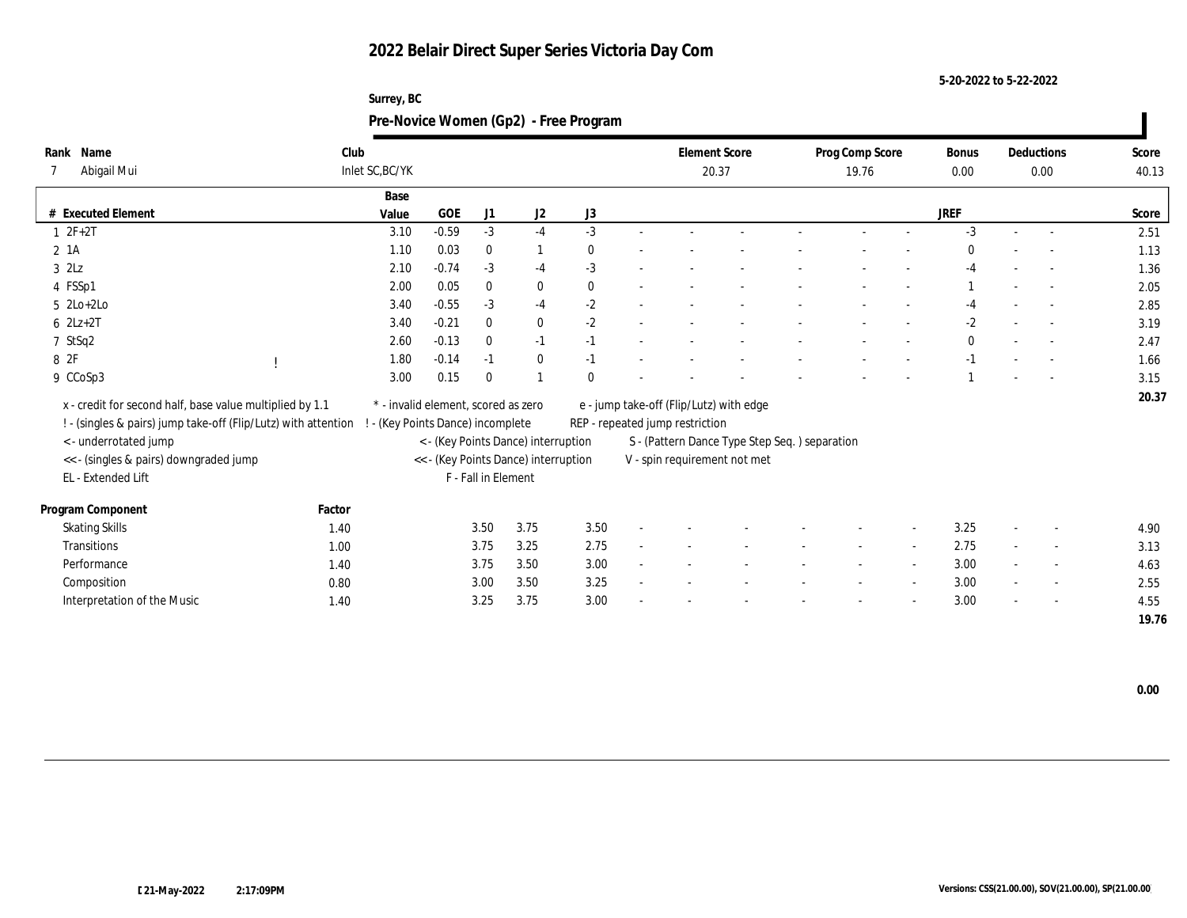# 2022 Belair Direct Super Series Victoria Day Com

5-20-2022 to 5-22-2022

Surrey, BC

## Pre-Novice Women (Gp2) - Free Program

| Rank | Name | Club | Element Score | Prog Comp Score | Bonus | Deductions | Score |
|---|---|---|---|---|---|---|---|
| 7 | Abigail Mui | Inlet SC,BC/YK | 20.37 | 19.76 | 0.00 | 0.00 | 40.13 |

| # | Executed Element | | Base Value | GOE | J1 | J2 | J3 | | | | | | | | | JREF | | | Score |
|---|---|---|---|---|---|---|---|---|---|---|---|---|---|---|---|---|---|---|---|
| 1 | 2F+2T | | 3.10 | -0.59 | -3 | -4 | -3 | - | - | - | - | - | - | - | - | -3 | - | - | 2.51 |
| 2 | 1A | | 1.10 | 0.03 | 0 | 1 | 0 | - | - | - | - | - | - | - | - | 0 | - | - | 1.13 |
| 3 | 2Lz | | 2.10 | -0.74 | -3 | -4 | -3 | - | - | - | - | - | - | - | - | -4 | - | - | 1.36 |
| 4 | FSSp1 | | 2.00 | 0.05 | 0 | 0 | 0 | - | - | - | - | - | - | - | - | 1 | - | - | 2.05 |
| 5 | 2Lo+2Lo | | 3.40 | -0.55 | -3 | -4 | -2 | - | - | - | - | - | - | - | - | -4 | - | - | 2.85 |
| 6 | 2Lz+2T | | 3.40 | -0.21 | 0 | 0 | -2 | - | - | - | - | - | - | - | - | -2 | - | - | 3.19 |
| 7 | StSq2 | | 2.60 | -0.13 | 0 | -1 | -1 | - | - | - | - | - | - | - | - | 0 | - | - | 2.47 |
| 8 | 2F | ! | 1.80 | -0.14 | -1 | 0 | -1 | - | - | - | - | - | - | - | - | -1 | - | - | 1.66 |
| 9 | CCoSp3 | | 3.00 | 0.15 | 0 | 1 | 0 | - | - | - | - | - | - | - | - | 1 | - | - | 3.15 |
| | | | | | | | | | | | | | | | | | | | 20.37 |

x - credit for second half, base value multiplied by 1.1
! - (singles & pairs) jump take-off (Flip/Lutz) with attention
< - underrotated jump
<< - (singles & pairs) downgraded jump
EL - Extended Lift
* - invalid element, scored as zero
! - (Key Points Dance) incomplete
< - (Key Points Dance) interruption
<< - (Key Points Dance) interruption
F - Fall in Element
e - jump take-off (Flip/Lutz) with edge
REP - repeated jump restriction
S - (Pattern Dance Type Step Seq. ) separation
V - spin requirement not met

| Program Component | Factor | J1 | J2 | J3 | | | | | | | | | JREF | | | Score |
|---|---|---|---|---|---|---|---|---|---|---|---|---|---|---|---|---|
| Skating Skills | 1.40 | 3.50 | 3.75 | 3.50 | - | - | - | - | - | - | - | - | 3.25 | - | - | 4.90 |
| Transitions | 1.00 | 3.75 | 3.25 | 2.75 | - | - | - | - | - | - | - | - | 2.75 | - | - | 3.13 |
| Performance | 1.40 | 3.75 | 3.50 | 3.00 | - | - | - | - | - | - | - | - | 3.00 | - | - | 4.63 |
| Composition | 0.80 | 3.00 | 3.50 | 3.25 | - | - | - | - | - | - | - | - | 3.00 | - | - | 2.55 |
| Interpretation of the Music | 1.40 | 3.25 | 3.75 | 3.00 | - | - | - | - | - | - | - | - | 3.00 | - | - | 4.55 |
| | | | | | | | | | | | | | | | | 19.76 |

0.00

21-May-2022 2:17:09PM

Versions: CSS(21.00.00), SOV(21.00.00), SP(21.00.00)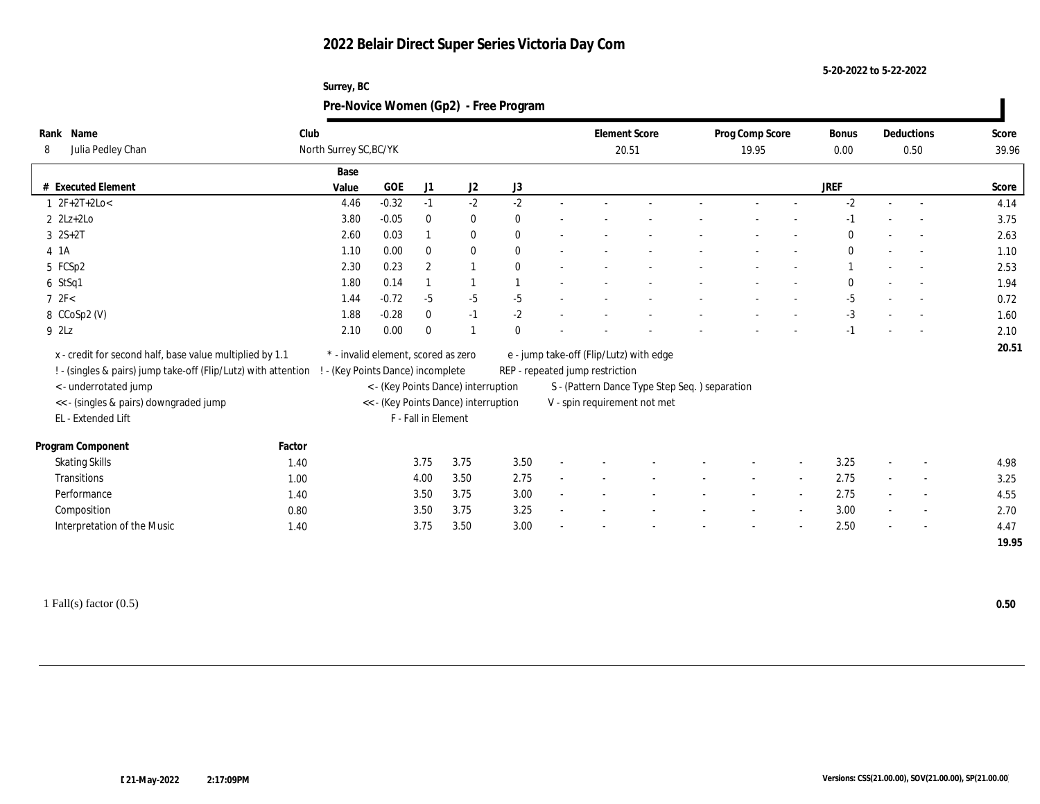# 2022 Belair Direct Super Series Victoria Day Com

5-20-2022 to 5-22-2022

Surrey, BC

## Pre-Novice Women (Gp2) - Free Program

| Rank | Name | Club | Element Score | Prog Comp Score | Bonus | Deductions | Score |
|---|---|---|---|---|---|---|---|
| 8 | Julia Pedley Chan | North Surrey SC,BC/YK | 20.51 | 19.95 | 0.00 | 0.50 | 39.96 |

| # | Executed Element | Base Value | GOE | J1 | J2 | J3 | JREF | Score |
|---|---|---|---|---|---|---|---|---|
| 1 | 2F+2T+2Lo< | 4.46 | -0.32 | -1 | -2 | -2 | -2 | 4.14 |
| 2 | 2Lz+2Lo | 3.80 | -0.05 | 0 | 0 | 0 | -1 | 3.75 |
| 3 | 2S+2T | 2.60 | 0.03 | 1 | 0 | 0 | 0 | 2.63 |
| 4 | 1A | 1.10 | 0.00 | 0 | 0 | 0 | 0 | 1.10 |
| 5 | FCSp2 | 2.30 | 0.23 | 2 | 1 | 0 | 1 | 2.53 |
| 6 | StSq1 | 1.80 | 0.14 | 1 | 1 | 1 | 0 | 1.94 |
| 7 | 2F< | 1.44 | -0.72 | -5 | -5 | -5 | -5 | 0.72 |
| 8 | CCoSp2 (V) | 1.88 | -0.28 | 0 | -1 | -2 | -3 | 1.60 |
| 9 | 2Lz | 2.10 | 0.00 | 0 | 1 | 0 | -1 | 2.10 |
| | | | | | | | | 20.51 |

x - credit for second half, base value multiplied by 1.1
! - (singles & pairs) jump take-off (Flip/Lutz) with attention
< - underrotated jump
<< - (singles & pairs) downgraded jump
EL - Extended Lift
\* - invalid element, scored as zero
! - (Key Points Dance) incomplete
< - (Key Points Dance) interruption
<< - (Key Points Dance) interruption
F - Fall in Element
e - jump take-off (Flip/Lutz) with edge
REP - repeated jump restriction
S - (Pattern Dance Type Step Seq. ) separation
V - spin requirement not met

| Program Component | Factor | J1 | J2 | J3 | JREF | Score |
|---|---|---|---|---|---|---|
| Skating Skills | 1.40 | 3.75 | 3.75 | 3.50 | 3.25 | 4.98 |
| Transitions | 1.00 | 4.00 | 3.50 | 2.75 | 2.75 | 3.25 |
| Performance | 1.40 | 3.50 | 3.75 | 3.00 | 2.75 | 4.55 |
| Composition | 0.80 | 3.50 | 3.75 | 3.25 | 3.00 | 2.70 |
| Interpretation of the Music | 1.40 | 3.75 | 3.50 | 3.00 | 2.50 | 4.47 |
| | | | | | | 19.95 |

1 Fall(s) factor (0.5) **0.50**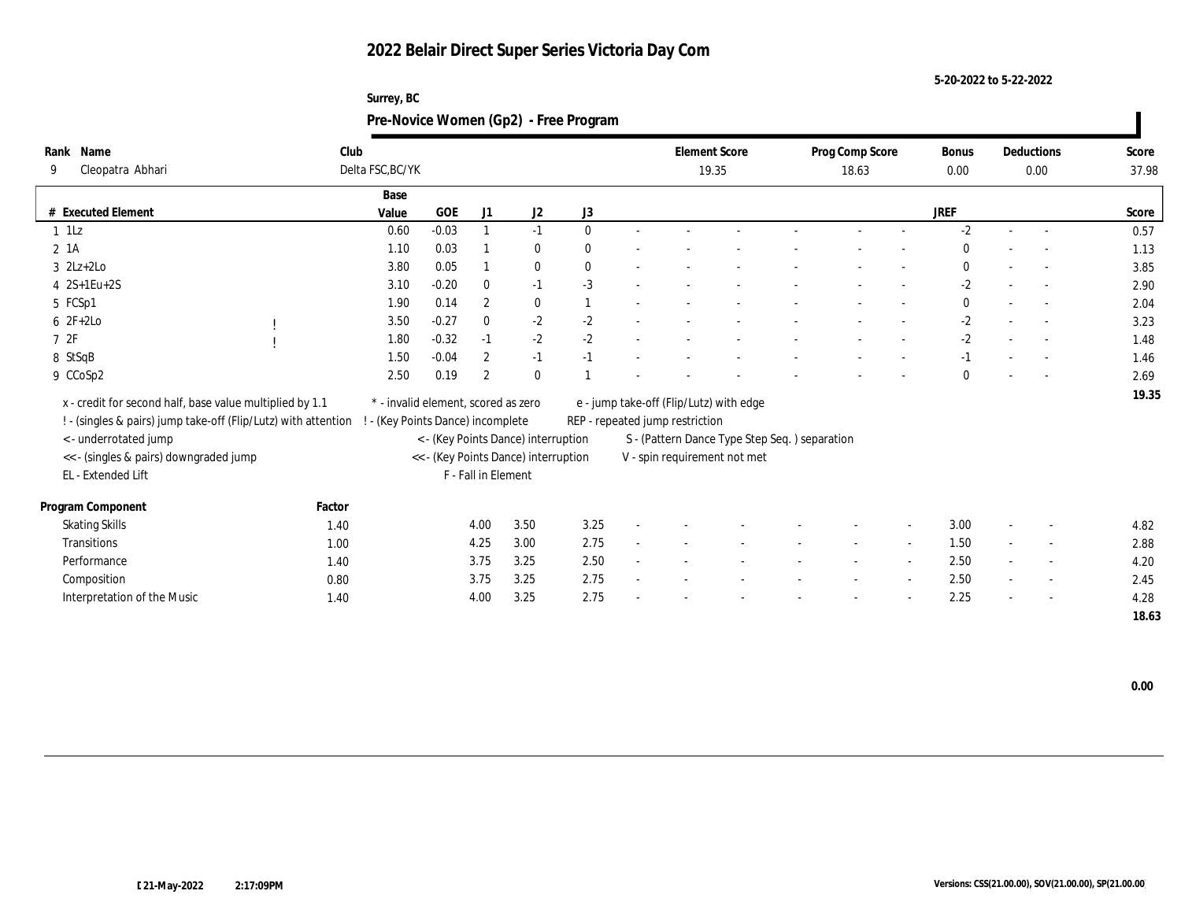# 2022 Belair Direct Super Series Victoria Day Com

5-20-2022 to 5-22-2022

Surrey, BC

## Pre-Novice Women (Gp2) - Free Program

| Rank | Name | Club | Element Score | Prog Comp Score | Bonus | Deductions | Score |
|---|---|---|---|---|---|---|---|
| 9 | Cleopatra Abhari | Delta FSC,BC/YK | 19.35 | 18.63 | 0.00 | 0.00 | 37.98 |

| # | Executed Element | | Base Value | GOE | J1 | J2 | J3 | | | | | | | | JREF | | | Score |
|---|---|---|---|---|---|---|---|---|---|---|---|---|---|---|---|---|---|---|
| 1 | 1Lz | | 0.60 | -0.03 | 1 | -1 | 0 | - | - | - | - | - | - | - | -2 | - | - | 0.57 |
| 2 | 1A | | 1.10 | 0.03 | 1 | 0 | 0 | - | - | - | - | - | - | - | 0 | - | - | 1.13 |
| 3 | 2Lz+2Lo | | 3.80 | 0.05 | 1 | 0 | 0 | - | - | - | - | - | - | - | 0 | - | - | 3.85 |
| 4 | 2S+1Eu+2S | | 3.10 | -0.20 | 0 | -1 | -3 | - | - | - | - | - | - | - | -2 | - | - | 2.90 |
| 5 | FCSp1 | | 1.90 | 0.14 | 2 | 0 | 1 | - | - | - | - | - | - | - | 0 | - | - | 2.04 |
| 6 | 2F+2Lo | ! | 3.50 | -0.27 | 0 | -2 | -2 | - | - | - | - | - | - | - | -2 | - | - | 3.23 |
| 7 | 2F | ! | 1.80 | -0.32 | -1 | -2 | -2 | - | - | - | - | - | - | - | -2 | - | - | 1.48 |
| 8 | StSqB | | 1.50 | -0.04 | 2 | -1 | -1 | - | - | - | - | - | - | - | -1 | - | - | 1.46 |
| 9 | CCoSp2 | | 2.50 | 0.19 | 2 | 0 | 1 | - | - | - | - | - | - | - | 0 | - | - | 2.69 |
| | | | | | | | | | | | | | | | | | | 19.35 |

x - credit for second half, base value multiplied by 1.1
! - (singles & pairs) jump take-off (Flip/Lutz) with attention
< - underrotated jump
<< - (singles & pairs) downgraded jump
EL - Extended Lift
* - invalid element, scored as zero
! - (Key Points Dance) incomplete
< - (Key Points Dance) interruption
<< - (Key Points Dance) interruption
F - Fall in Element
e - jump take-off (Flip/Lutz) with edge
REP - repeated jump restriction
S - (Pattern Dance Type Step Seq. ) separation
V - spin requirement not met

| Program Component | Factor | J1 | J2 | J3 | | | | | | | JREF | | | Score |
|---|---|---|---|---|---|---|---|---|---|---|---|---|---|---|
| Skating Skills | 1.40 | 4.00 | 3.50 | 3.25 | - | - | - | - | - | - | 3.00 | - | - | 4.82 |
| Transitions | 1.00 | 4.25 | 3.00 | 2.75 | - | - | - | - | - | - | 1.50 | - | - | 2.88 |
| Performance | 1.40 | 3.75 | 3.25 | 2.50 | - | - | - | - | - | - | 2.50 | - | - | 4.20 |
| Composition | 0.80 | 3.75 | 3.25 | 2.75 | - | - | - | - | - | - | 2.50 | - | - | 2.45 |
| Interpretation of the Music | 1.40 | 4.00 | 3.25 | 2.75 | - | - | - | - | - | - | 2.25 | - | - | 4.28 |
| | | | | | | | | | | | | | | 18.63 |

0.00

21-May-2022 2:17:09PM

Versions: CSS(21.00.00), SOV(21.00.00), SP(21.00.00)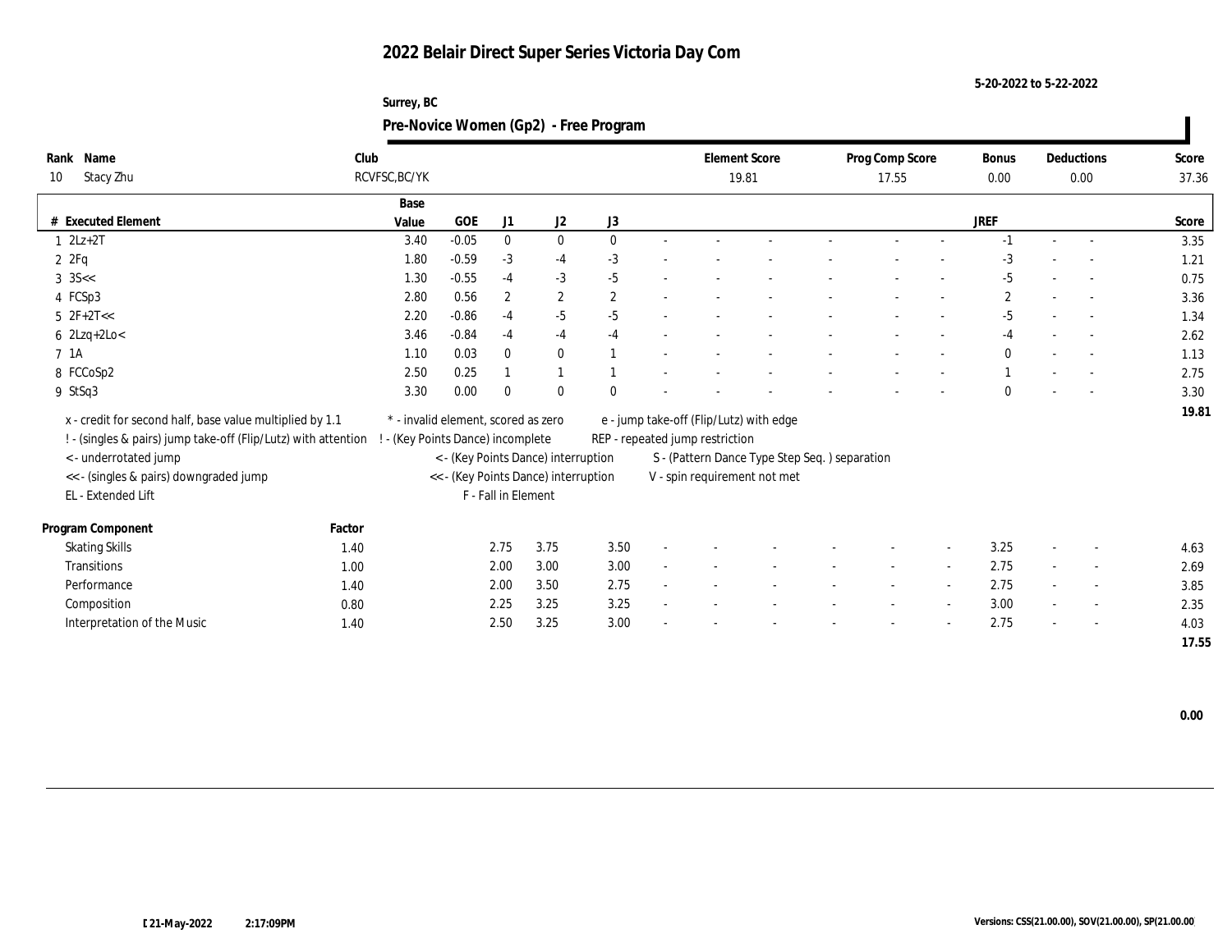# 2022 Belair Direct Super Series Victoria Day Com

5-20-2022 to 5-22-2022

Surrey, BC

## Pre-Novice Women (Gp2) - Free Program

| Rank | Name | Club | Element Score | Prog Comp Score | Bonus | Deductions | Score |
|---|---|---|---|---|---|---|---|
| 10 | Stacy Zhu | RCVFSC,BC/YK | 19.81 | 17.55 | 0.00 | 0.00 | 37.36 |

| # | Executed Element | Base Value | GOE | J1 | J2 | J3 | | | | | | | | | JREF | | | Score |
|---|---|---|---|---|---|---|---|---|---|---|---|---|---|---|---|---|---|---|
| 1 | 2Lz+2T | 3.40 | -0.05 | 0 | 0 | 0 | - | - | - | - | - | - | - | - | -1 | - | - | 3.35 |
| 2 | 2Fq | 1.80 | -0.59 | -3 | -4 | -3 | - | - | - | - | - | - | - | - | -3 | - | - | 1.21 |
| 3 | 3S<< | 1.30 | -0.55 | -4 | -3 | -5 | - | - | - | - | - | - | - | - | -5 | - | - | 0.75 |
| 4 | FCSp3 | 2.80 | 0.56 | 2 | 2 | 2 | - | - | - | - | - | - | - | - | 2 | - | - | 3.36 |
| 5 | 2F+2T<< | 2.20 | -0.86 | -4 | -5 | -5 | - | - | - | - | - | - | - | - | -5 | - | - | 1.34 |
| 6 | 2Lzq+2Lo< | 3.46 | -0.84 | -4 | -4 | -4 | - | - | - | - | - | - | - | - | -4 | - | - | 2.62 |
| 7 | 1A | 1.10 | 0.03 | 0 | 0 | 1 | - | - | - | - | - | - | - | - | 0 | - | - | 1.13 |
| 8 | FCCoSp2 | 2.50 | 0.25 | 1 | 1 | 1 | - | - | - | - | - | - | - | - | 1 | - | - | 2.75 |
| 9 | StSq3 | 3.30 | 0.00 | 0 | 0 | 0 | - | - | - | - | - | - | - | - | 0 | - | - | 3.30 |
| | | | | | | | | | | | | | | | | | | 19.81 |

x - credit for second half, base value multiplied by 1.1
! - (singles & pairs) jump take-off (Flip/Lutz) with attention
< - underrotated jump
<< - (singles & pairs) downgraded jump
EL - Extended Lift
* - invalid element, scored as zero
! - (Key Points Dance) incomplete
< - (Key Points Dance) interruption
<< - (Key Points Dance) interruption
F - Fall in Element
e - jump take-off (Flip/Lutz) with edge
REP - repeated jump restriction
S - (Pattern Dance Type Step Seq. ) separation
V - spin requirement not met

| Program Component | Factor | J1 | J2 | J3 | | | | | | | | | JREF | | | Score |
|---|---|---|---|---|---|---|---|---|---|---|---|---|---|---|---|---|
| Skating Skills | 1.40 | 2.75 | 3.75 | 3.50 | - | - | - | - | - | - | - | - | 3.25 | - | - | 4.63 |
| Transitions | 1.00 | 2.00 | 3.00 | 3.00 | - | - | - | - | - | - | - | - | 2.75 | - | - | 2.69 |
| Performance | 1.40 | 2.00 | 3.50 | 2.75 | - | - | - | - | - | - | - | - | 2.75 | - | - | 3.85 |
| Composition | 0.80 | 2.25 | 3.25 | 3.25 | - | - | - | - | - | - | - | - | 3.00 | - | - | 2.35 |
| Interpretation of the Music | 1.40 | 2.50 | 3.25 | 3.00 | - | - | - | - | - | - | - | - | 2.75 | - | - | 4.03 |
| | | | | | | | | | | | | | | | | 17.55 |

0.00

21-May-2022 2:17:09PM

Versions: CSS(21.00.00), SOV(21.00.00), SP(21.00.00)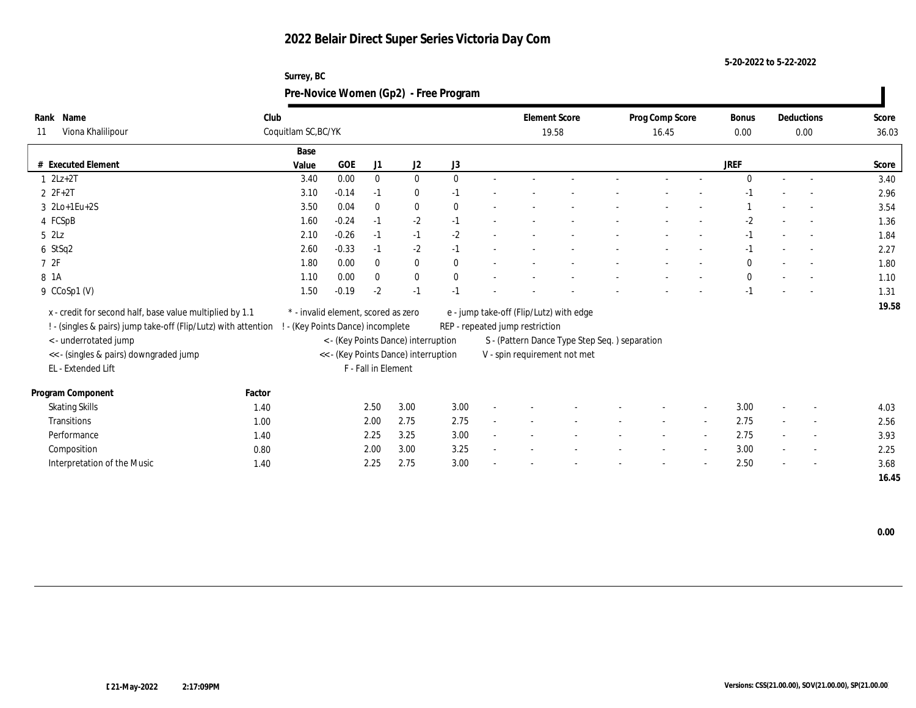# 2022 Belair Direct Super Series Victoria Day Com

5-20-2022 to 5-22-2022

Surrey, BC

## Pre-Novice Women (Gp2) - Free Program

| Rank | Name | Club | Element Score | Prog Comp Score | Bonus | Deductions | Score |
|---|---|---|---|---|---|---|---|
| 11 | Viona Khalilipour | Coquitlam SC,BC/YK | 19.58 | 16.45 | 0.00 | 0.00 | 36.03 |

| # | Executed Element | Base Value | GOE | J1 | J2 | J3 | | | | | | | | | JREF | | | Score |
|---|---|---|---|---|---|---|---|---|---|---|---|---|---|---|---|---|---|---|
| 1 | 2Lz+2T | 3.40 | 0.00 | 0 | 0 | 0 | - | - | - | - | - | - | - | 0 | - | - | | 3.40 |
| 2 | 2F+2T | 3.10 | -0.14 | -1 | 0 | -1 | - | - | - | - | - | - | - | -1 | - | - | | 2.96 |
| 3 | 2Lo+1Eu+2S | 3.50 | 0.04 | 0 | 0 | 0 | - | - | - | - | - | - | - | 1 | - | - | | 3.54 |
| 4 | FCSpB | 1.60 | -0.24 | -1 | -2 | -1 | - | - | - | - | - | - | - | -2 | - | - | | 1.36 |
| 5 | 2Lz | 2.10 | -0.26 | -1 | -1 | -2 | - | - | - | - | - | - | - | -1 | - | - | | 1.84 |
| 6 | StSq2 | 2.60 | -0.33 | -1 | -2 | -1 | - | - | - | - | - | - | - | -1 | - | - | | 2.27 |
| 7 | 2F | 1.80 | 0.00 | 0 | 0 | 0 | - | - | - | - | - | - | - | 0 | - | - | | 1.80 |
| 8 | 1A | 1.10 | 0.00 | 0 | 0 | 0 | - | - | - | - | - | - | - | 0 | - | - | | 1.10 |
| 9 | CCoSp1 (V) | 1.50 | -0.19 | -2 | -1 | -1 | - | - | - | - | - | - | - | -1 | - | - | | 1.31 |
| | | | | | | | | | | | | | | | | | | 19.58 |

x - credit for second half, base value multiplied by 1.1
! - (singles & pairs) jump take-off (Flip/Lutz) with attention
< - underrotated jump
<< - (singles & pairs) downgraded jump
EL - Extended Lift
* - invalid element, scored as zero
! - (Key Points Dance) incomplete
< - (Key Points Dance) interruption
<< - (Key Points Dance) interruption
F - Fall in Element
e - jump take-off (Flip/Lutz) with edge
REP - repeated jump restriction
S - (Pattern Dance Type Step Seq. ) separation
V - spin requirement not met

| Program Component | Factor | J1 | J2 | J3 | | | | | | | JREF | | | Score |
|---|---|---|---|---|---|---|---|---|---|---|---|---|---|---|
| Skating Skills | 1.40 | 2.50 | 3.00 | 3.00 | - | - | - | - | - | - | 3.00 | - | - | 4.03 |
| Transitions | 1.00 | 2.00 | 2.75 | 2.75 | - | - | - | - | - | - | 2.75 | - | - | 2.56 |
| Performance | 1.40 | 2.25 | 3.25 | 3.00 | - | - | - | - | - | - | 2.75 | - | - | 3.93 |
| Composition | 0.80 | 2.00 | 3.00 | 3.25 | - | - | - | - | - | - | 3.00 | - | - | 2.25 |
| Interpretation of the Music | 1.40 | 2.25 | 2.75 | 3.00 | - | - | - | - | - | - | 2.50 | - | - | 3.68 |
| | | | | | | | | | | | | | | 16.45 |

0.00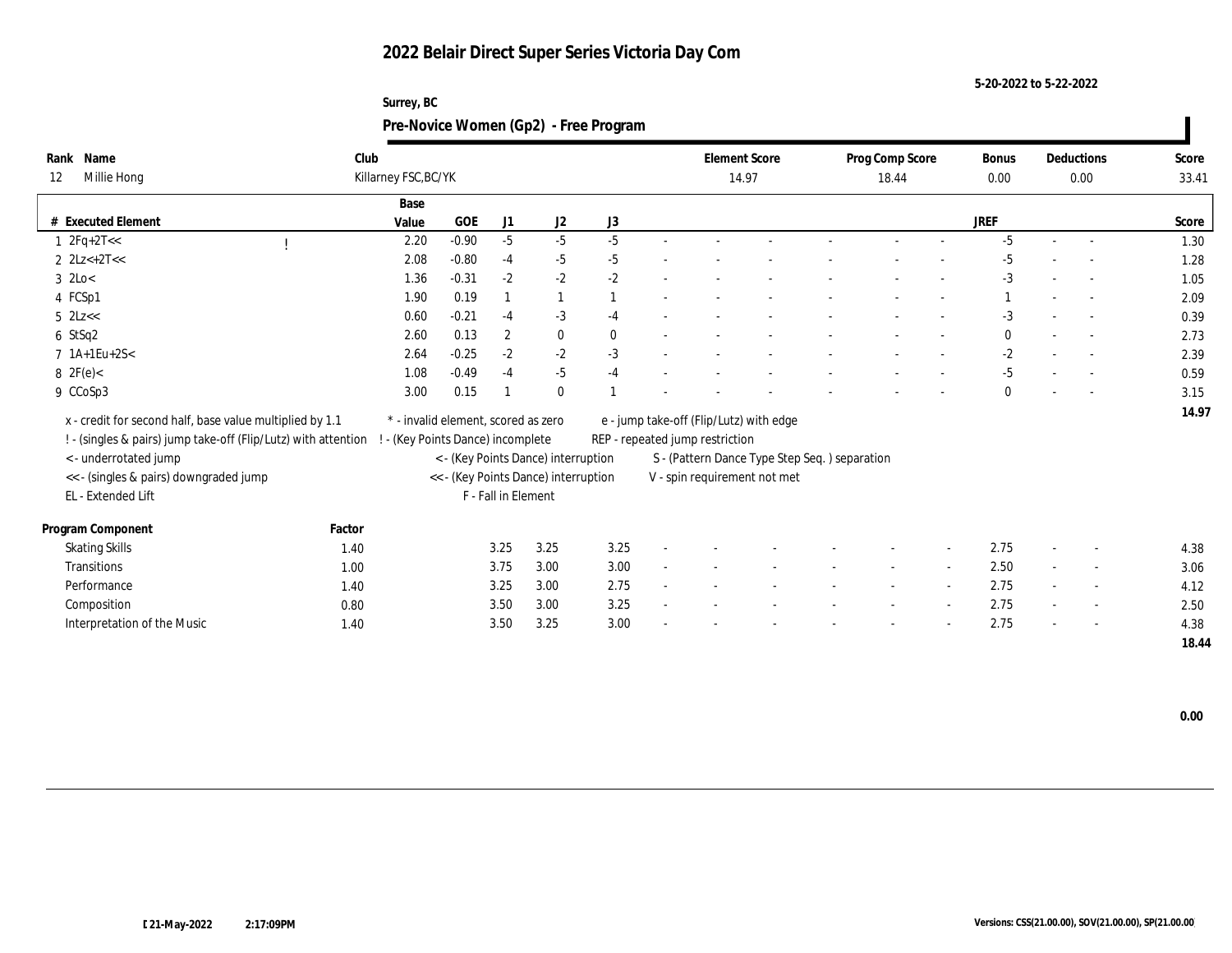# 2022 Belair Direct Super Series Victoria Day Com

5-20-2022 to 5-22-2022

Surrey, BC

## Pre-Novice Women (Gp2) - Free Program

| Rank | Name | Club | Element Score | Prog Comp Score | Bonus | Deductions | Score |
|---|---|---|---|---|---|---|---|
| 12 | Millie Hong | Killarney FSC,BC/YK | 14.97 | 18.44 | 0.00 | 0.00 | 33.41 |

| # | Executed Element | | Base Value | GOE | J1 | J2 | J3 | JREF | Score |
|---|---|---|---|---|---|---|---|---|---|
| 1 | 2Fq+2T<< | ! | 2.20 | -0.90 | -5 | -5 | -5 | -5 | 1.30 |
| 2 | 2Lz<+2T<< | | 2.08 | -0.80 | -4 | -5 | -5 | -5 | 1.28 |
| 3 | 2Lo< | | 1.36 | -0.31 | -2 | -2 | -2 | -3 | 1.05 |
| 4 | FCSp1 | | 1.90 | 0.19 | 1 | 1 | 1 | 1 | 2.09 |
| 5 | 2Lz<< | | 0.60 | -0.21 | -4 | -3 | -4 | -3 | 0.39 |
| 6 | StSq2 | | 2.60 | 0.13 | 2 | 0 | 0 | 0 | 2.73 |
| 7 | 1A+1Eu+2S< | | 2.64 | -0.25 | -2 | -2 | -3 | -2 | 2.39 |
| 8 | 2F(e)< | | 1.08 | -0.49 | -4 | -5 | -4 | -5 | 0.59 |
| 9 | CCoSp3 | | 3.00 | 0.15 | 1 | 0 | 1 | 0 | 3.15 |
| | | | | | | | | | 14.97 |

x - credit for second half, base value multiplied by 1.1
! - (singles & pairs) jump take-off (Flip/Lutz) with attention
< - underrotated jump
<< - (singles & pairs) downgraded jump
EL - Extended Lift
* - invalid element, scored as zero
! - (Key Points Dance) incomplete
< - (Key Points Dance) interruption
<< - (Key Points Dance) interruption
F - Fall in Element
e - jump take-off (Flip/Lutz) with edge
REP - repeated jump restriction
S - (Pattern Dance Type Step Seq. ) separation
V - spin requirement not met

| Program Component | Factor | J1 | J2 | J3 | JREF | Score |
|---|---|---|---|---|---|---|
| Skating Skills | 1.40 | 3.25 | 3.25 | 3.25 | 2.75 | 4.38 |
| Transitions | 1.00 | 3.75 | 3.00 | 3.00 | 2.50 | 3.06 |
| Performance | 1.40 | 3.25 | 3.00 | 2.75 | 2.75 | 4.12 |
| Composition | 0.80 | 3.50 | 3.00 | 3.25 | 2.75 | 2.50 |
| Interpretation of the Music | 1.40 | 3.50 | 3.25 | 3.00 | 2.75 | 4.38 |
| | | | | | | 18.44 |

0.00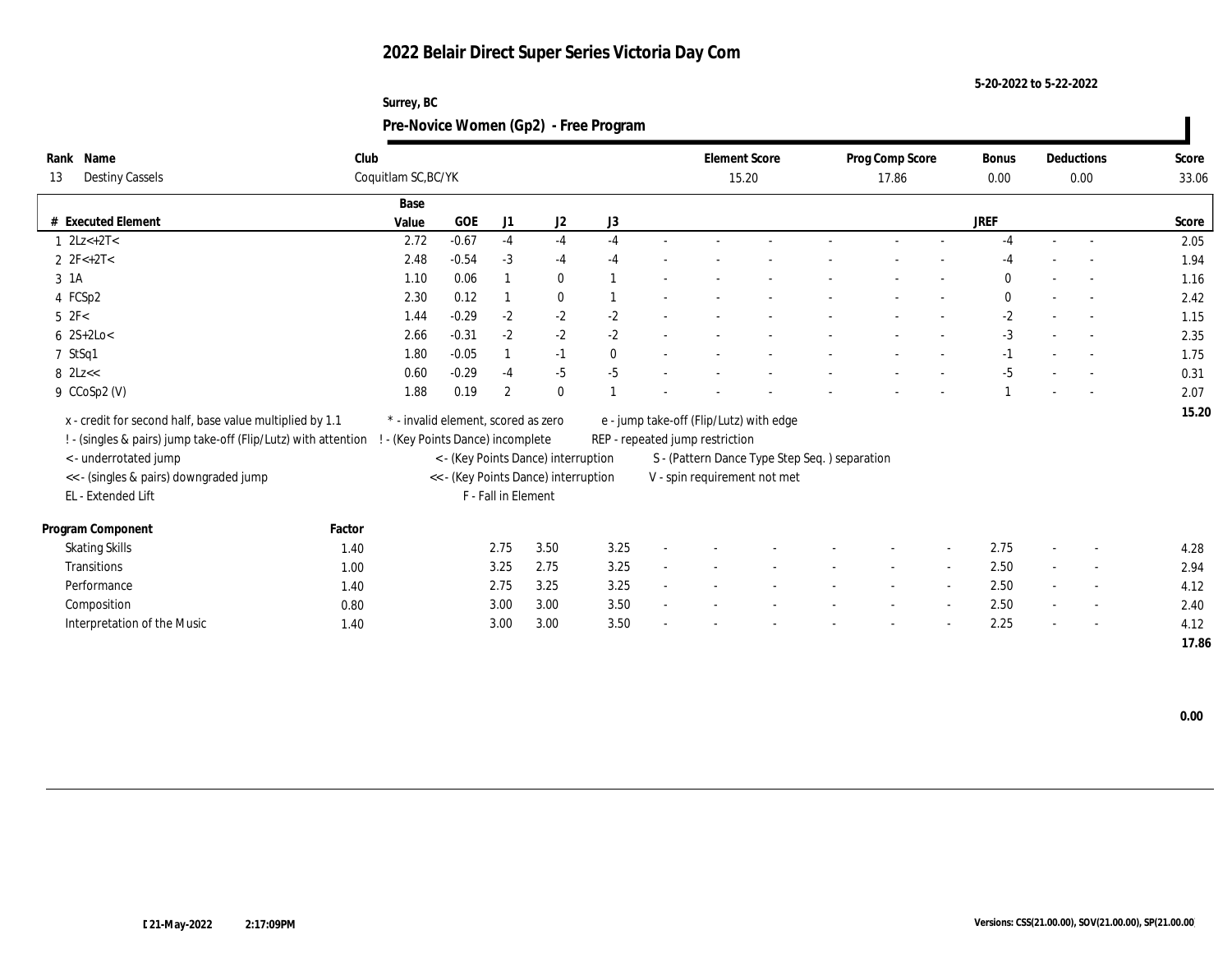# 2022 Belair Direct Super Series Victoria Day Com

5-20-2022 to 5-22-2022

Surrey, BC

## Pre-Novice Women (Gp2) - Free Program

| Rank | Name | Club | Element Score | Prog Comp Score | Bonus | Deductions | Score |
|---|---|---|---|---|---|---|---|
| 13 | Destiny Cassels | Coquitlam SC,BC/YK | 15.20 | 17.86 | 0.00 | 0.00 | 33.06 |

| # | Executed Element | Base Value | GOE | J1 | J2 | J3 | | | | | | | | | JREF | | | Score |
|---|---|---|---|---|---|---|---|---|---|---|---|---|---|---|---|---|---|---|
| 1 | 2Lz<+2T< | 2.72 | -0.67 | -4 | -4 | -4 | - | - | - | - | - | - | - | -4 | - | - | 2.05 |
| 2 | 2F<+2T< | 2.48 | -0.54 | -3 | -4 | -4 | - | - | - | - | - | - | - | -4 | - | - | 1.94 |
| 3 | 1A | 1.10 | 0.06 | 1 | 0 | 1 | - | - | - | - | - | - | - | 0 | - | - | 1.16 |
| 4 | FCSp2 | 2.30 | 0.12 | 1 | 0 | 1 | - | - | - | - | - | - | - | 0 | - | - | 2.42 |
| 5 | 2F< | 1.44 | -0.29 | -2 | -2 | -2 | - | - | - | - | - | - | - | -2 | - | - | 1.15 |
| 6 | 2S+2Lo< | 2.66 | -0.31 | -2 | -2 | -2 | - | - | - | - | - | - | - | -3 | - | - | 2.35 |
| 7 | StSq1 | 1.80 | -0.05 | 1 | -1 | 0 | - | - | - | - | - | - | - | -1 | - | - | 1.75 |
| 8 | 2Lz<< | 0.60 | -0.29 | -4 | -5 | -5 | - | - | - | - | - | - | - | -5 | - | - | 0.31 |
| 9 | CCoSp2 (V) | 1.88 | 0.19 | 2 | 0 | 1 | - | - | - | - | - | - | - | 1 | - | - | 2.07 |
| | | | | | | | | | | | | | | | | | 15.20 |

x - credit for second half, base value multiplied by 1.1
! - (singles & pairs) jump take-off (Flip/Lutz) with attention
< - underrotated jump
<< - (singles & pairs) downgraded jump
EL - Extended Lift
* - invalid element, scored as zero
! - (Key Points Dance) incomplete
< - (Key Points Dance) interruption
<< - (Key Points Dance) interruption
F - Fall in Element
e - jump take-off (Flip/Lutz) with edge
REP - repeated jump restriction
S - (Pattern Dance Type Step Seq. ) separation
V - spin requirement not met

| Program Component | Factor | J1 | J2 | J3 | | | | | | | JREF | | | Score |
|---|---|---|---|---|---|---|---|---|---|---|---|---|---|---|
| Skating Skills | 1.40 | 2.75 | 3.50 | 3.25 | - | - | - | - | - | - | 2.75 | - | - | 4.28 |
| Transitions | 1.00 | 3.25 | 2.75 | 3.25 | - | - | - | - | - | - | 2.50 | - | - | 2.94 |
| Performance | 1.40 | 2.75 | 3.25 | 3.25 | - | - | - | - | - | - | 2.50 | - | - | 4.12 |
| Composition | 0.80 | 3.00 | 3.00 | 3.50 | - | - | - | - | - | - | 2.50 | - | - | 2.40 |
| Interpretation of the Music | 1.40 | 3.00 | 3.00 | 3.50 | - | - | - | - | - | - | 2.25 | - | - | 4.12 |
| | | | | | | | | | | | | | | 17.86 |

0.00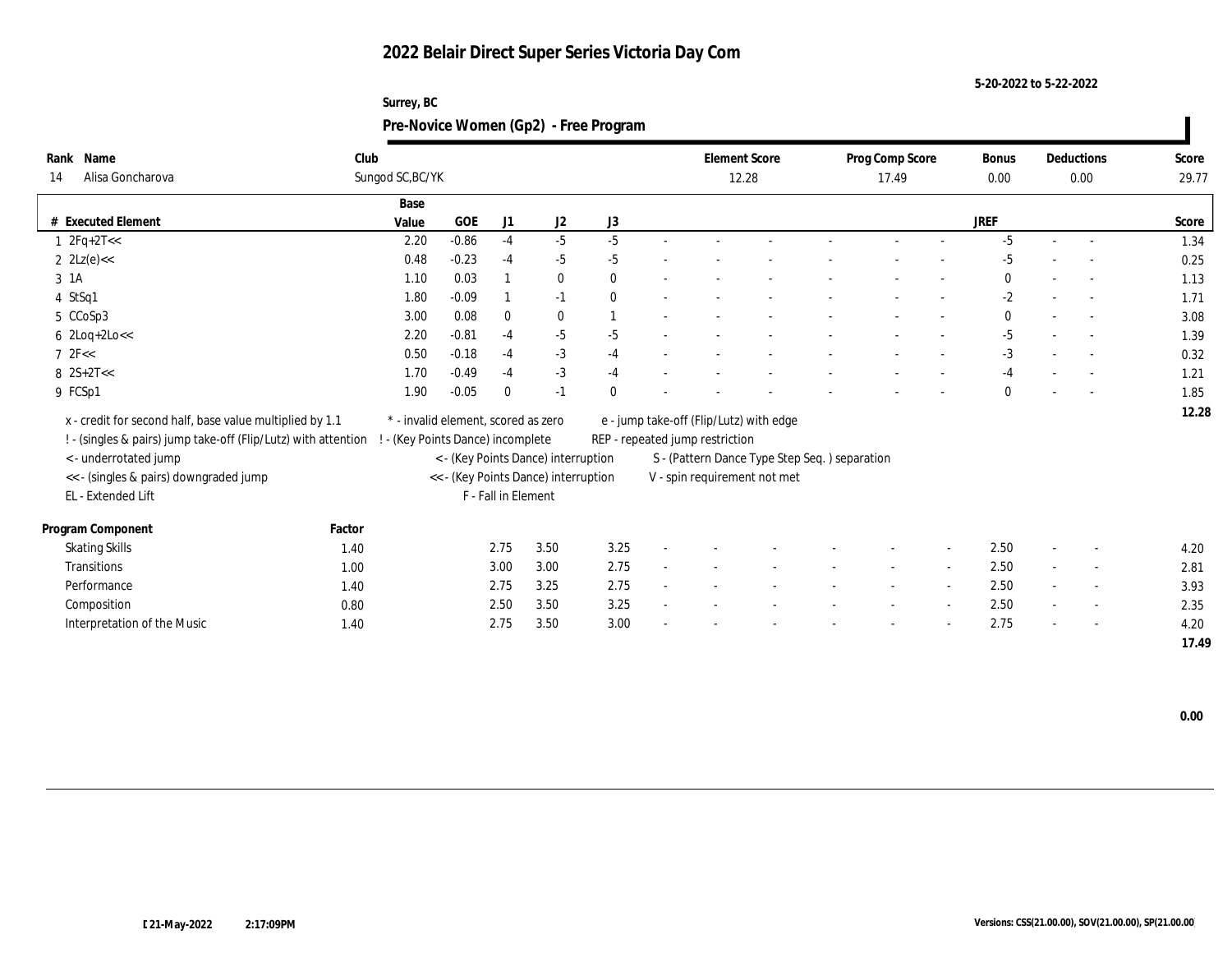# 2022 Belair Direct Super Series Victoria Day Com

5-20-2022 to 5-22-2022

Surrey, BC

## Pre-Novice Women (Gp2) - Free Program

| Rank | Name | Club | Element Score | Prog Comp Score | Bonus | Deductions | Score |
|---|---|---|---|---|---|---|---|
| 14 | Alisa Goncharova | Sungod SC,BC/YK | 12.28 | 17.49 | 0.00 | 0.00 | 29.77 |

| # | Executed Element | Base Value | GOE | J1 | J2 | J3 | | | | | | | JREF | | | Score |
|---|---|---|---|---|---|---|---|---|---|---|---|---|---|---|---|---|
| 1 | 2Fq+2T<< | 2.20 | -0.86 | -4 | -5 | -5 | - | - | - | - | - | - | -5 | - | - | 1.34 |
| 2 | 2Lz(e)<< | 0.48 | -0.23 | -4 | -5 | -5 | - | - | - | - | - | - | -5 | - | - | 0.25 |
| 3 | 1A | 1.10 | 0.03 | 1 | 0 | 0 | - | - | - | - | - | - | 0 | - | - | 1.13 |
| 4 | StSq1 | 1.80 | -0.09 | 1 | -1 | 0 | - | - | - | - | - | - | -2 | - | - | 1.71 |
| 5 | CCoSp3 | 3.00 | 0.08 | 0 | 0 | 1 | - | - | - | - | - | - | 0 | - | - | 3.08 |
| 6 | 2Loq+2Lo<< | 2.20 | -0.81 | -4 | -5 | -5 | - | - | - | - | - | - | -5 | - | - | 1.39 |
| 7 | 2F<< | 0.50 | -0.18 | -4 | -3 | -4 | - | - | - | - | - | - | -3 | - | - | 0.32 |
| 8 | 2S+2T<< | 1.70 | -0.49 | -4 | -3 | -4 | - | - | - | - | - | - | -4 | - | - | 1.21 |
| 9 | FCSp1 | 1.90 | -0.05 | 0 | -1 | 0 | - | - | - | - | - | - | 0 | - | - | 1.85 |
| | | | | | | | | | | | | | | | | 12.28 |

x - credit for second half, base value multiplied by 1.1
! - (singles & pairs) jump take-off (Flip/Lutz) with attention
< - underrotated jump
<< - (singles & pairs) downgraded jump
EL - Extended Lift
\* - invalid element, scored as zero
! - (Key Points Dance) incomplete
< - (Key Points Dance) interruption
<< - (Key Points Dance) interruption
F - Fall in Element
e - jump take-off (Flip/Lutz) with edge
REP - repeated jump restriction
S - (Pattern Dance Type Step Seq. ) separation
V - spin requirement not met

| Program Component | Factor | J1 | J2 | J3 | | | | | | | JREF | | | Score |
|---|---|---|---|---|---|---|---|---|---|---|---|---|---|---|
| Skating Skills | 1.40 | 2.75 | 3.50 | 3.25 | - | - | - | - | - | - | 2.50 | - | - | 4.20 |
| Transitions | 1.00 | 3.00 | 3.00 | 2.75 | - | - | - | - | - | - | 2.50 | - | - | 2.81 |
| Performance | 1.40 | 2.75 | 3.25 | 2.75 | - | - | - | - | - | - | 2.50 | - | - | 3.93 |
| Composition | 0.80 | 2.50 | 3.50 | 3.25 | - | - | - | - | - | - | 2.50 | - | - | 2.35 |
| Interpretation of the Music | 1.40 | 2.75 | 3.50 | 3.00 | - | - | - | - | - | - | 2.75 | - | - | 4.20 |
| | | | | | | | | | | | | | | 17.49 |

0.00

21-May-2022 2:17:09PM

Versions: CSS(21.00.00), SOV(21.00.00), SP(21.00.00)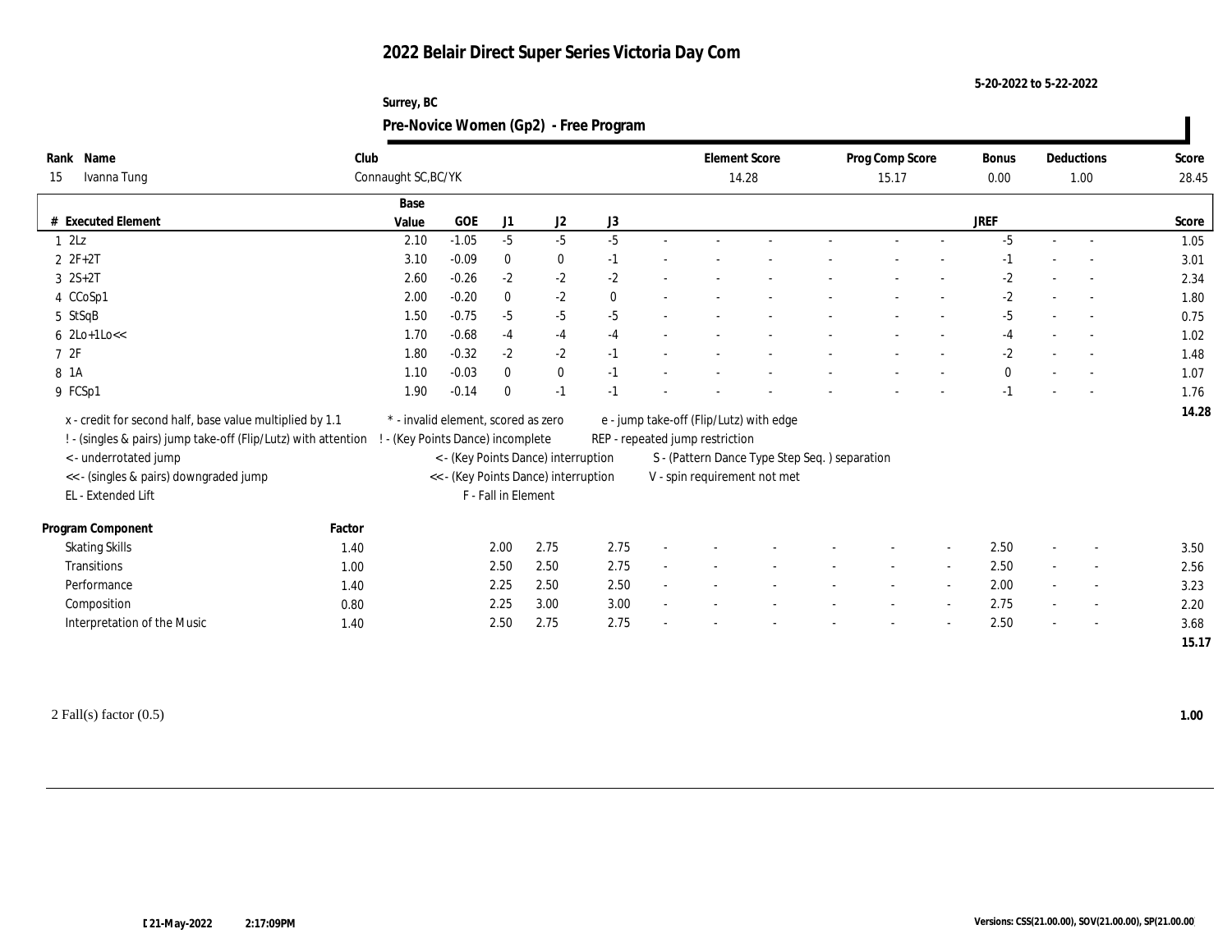# 2022 Belair Direct Super Series Victoria Day Com

5-20-2022 to 5-22-2022

Surrey, BC

## Pre-Novice Women (Gp2) - Free Program

| Rank | Name | Club | Element Score | Prog Comp Score | Bonus | Deductions | Score |
|---|---|---|---|---|---|---|---|
| 15 | Ivanna Tung | Connaught SC,BC/YK | 14.28 | 15.17 | 0.00 | 1.00 | 28.45 |

| # | Executed Element | Base Value | GOE | J1 | J2 | J3 | JREF | Score |
|---|---|---|---|---|---|---|---|---|
| 1 | 2Lz | 2.10 | -1.05 | -5 | -5 | -5 | -5 | 1.05 |
| 2 | 2F+2T | 3.10 | -0.09 | 0 | 0 | -1 | -1 | 3.01 |
| 3 | 2S+2T | 2.60 | -0.26 | -2 | -2 | -2 | -2 | 2.34 |
| 4 | CCoSp1 | 2.00 | -0.20 | 0 | -2 | 0 | -2 | 1.80 |
| 5 | StSqB | 1.50 | -0.75 | -5 | -5 | -5 | -5 | 0.75 |
| 6 | 2Lo+1Lo<< | 1.70 | -0.68 | -4 | -4 | -4 | -4 | 1.02 |
| 7 | 2F | 1.80 | -0.32 | -2 | -2 | -1 | -2 | 1.48 |
| 8 | 1A | 1.10 | -0.03 | 0 | 0 | -1 | 0 | 1.07 |
| 9 | FCSp1 | 1.90 | -0.14 | 0 | -1 | -1 | -1 | 1.76 |
| | | | | | | | | 14.28 |

x - credit for second half, base value multiplied by 1.1
! - (singles & pairs) jump take-off (Flip/Lutz) with attention
< - underrotated jump
<< - (singles & pairs) downgraded jump
EL - Extended Lift
\* - invalid element, scored as zero
! - (Key Points Dance) incomplete
< - (Key Points Dance) interruption
<< - (Key Points Dance) interruption
F - Fall in Element
e - jump take-off (Flip/Lutz) with edge
REP - repeated jump restriction
S - (Pattern Dance Type Step Seq. ) separation
V - spin requirement not met

| Program Component | Factor | J1 | J2 | J3 | JREF | Score |
|---|---|---|---|---|---|---|
| Skating Skills | 1.40 | 2.00 | 2.75 | 2.75 | 2.50 | 3.50 |
| Transitions | 1.00 | 2.50 | 2.50 | 2.75 | 2.50 | 2.56 |
| Performance | 1.40 | 2.25 | 2.50 | 2.50 | 2.00 | 3.23 |
| Composition | 0.80 | 2.25 | 3.00 | 3.00 | 2.75 | 2.20 |
| Interpretation of the Music | 1.40 | 2.50 | 2.75 | 2.75 | 2.50 | 3.68 |
| | | | | | | 15.17 |

2 Fall(s) factor (0.5) **1.00**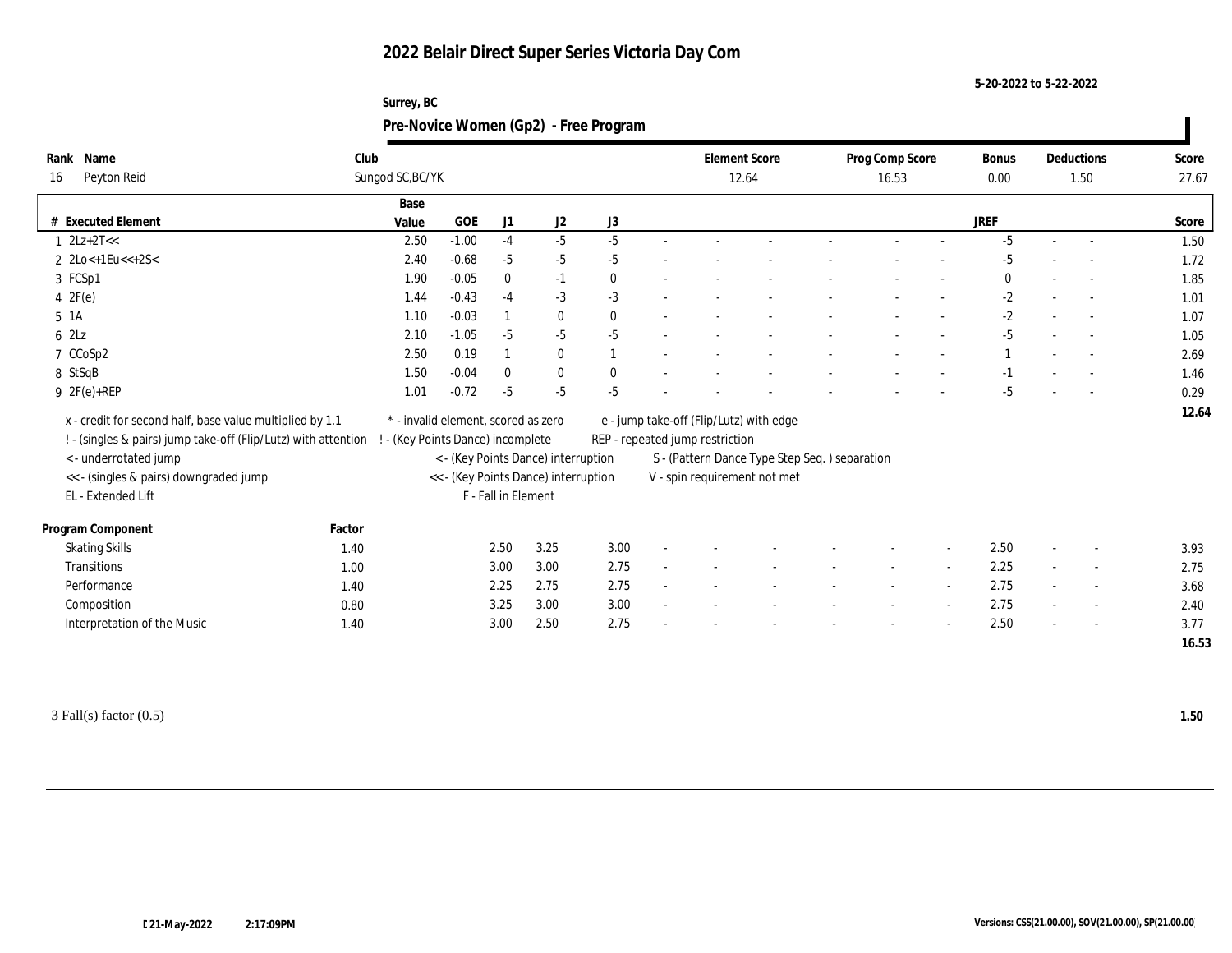# 2022 Belair Direct Super Series Victoria Day Com

5-20-2022 to 5-22-2022

Surrey, BC

## Pre-Novice Women (Gp2) - Free Program

| Rank | Name | Club | Element Score | Prog Comp Score | Bonus | Deductions | Score |
|---|---|---|---|---|---|---|---|
| 16 | Peyton Reid | Sungod SC,BC/YK | 12.64 | 16.53 | 0.00 | 1.50 | 27.67 |

| # | Executed Element | Base Value | GOE | J1 | J2 | J3 | | | | | | | | | JREF | | | Score |
|---|---|---|---|---|---|---|---|---|---|---|---|---|---|---|---|---|---|---|
| 1 | 2Lz+2T<< | 2.50 | -1.00 | -4 | -5 | -5 | - | - | - | - | - | - | - | - | -5 | - | - | 1.50 |
| 2 | 2Lo<+1Eu<<+2S< | 2.40 | -0.68 | -5 | -5 | -5 | - | - | - | - | - | - | - | - | -5 | - | - | 1.72 |
| 3 | FCSp1 | 1.90 | -0.05 | 0 | -1 | 0 | - | - | - | - | - | - | - | - | 0 | - | - | 1.85 |
| 4 | 2F(e) | 1.44 | -0.43 | -4 | -3 | -3 | - | - | - | - | - | - | - | - | -2 | - | - | 1.01 |
| 5 | 1A | 1.10 | -0.03 | 1 | 0 | 0 | - | - | - | - | - | - | - | - | -2 | - | - | 1.07 |
| 6 | 2Lz | 2.10 | -1.05 | -5 | -5 | -5 | - | - | - | - | - | - | - | - | -5 | - | - | 1.05 |
| 7 | CCoSp2 | 2.50 | 0.19 | 1 | 0 | 1 | - | - | - | - | - | - | - | - | 1 | - | - | 2.69 |
| 8 | StSqB | 1.50 | -0.04 | 0 | 0 | 0 | - | - | - | - | - | - | - | - | -1 | - | - | 1.46 |
| 9 | 2F(e)+REP | 1.01 | -0.72 | -5 | -5 | -5 | - | - | - | - | - | - | - | - | -5 | - | - | 0.29 |
| | | | | | | | | | | | | | | | | | | 12.64 |

x - credit for second half, base value multiplied by 1.1
! - (singles & pairs) jump take-off (Flip/Lutz) with attention
< - underrotated jump
<< - (singles & pairs) downgraded jump
EL - Extended Lift
* - invalid element, scored as zero
! - (Key Points Dance) incomplete
< - (Key Points Dance) interruption
<< - (Key Points Dance) interruption
F - Fall in Element
e - jump take-off (Flip/Lutz) with edge
REP - repeated jump restriction
S - (Pattern Dance Type Step Seq. ) separation
V - spin requirement not met

| Program Component | Factor | J1 | J2 | J3 | | | | | | | | | JREF | | | Score |
|---|---|---|---|---|---|---|---|---|---|---|---|---|---|---|---|---|
| Skating Skills | 1.40 | 2.50 | 3.25 | 3.00 | - | - | - | - | - | - | - | - | 2.50 | - | - | 3.93 |
| Transitions | 1.00 | 3.00 | 3.00 | 2.75 | - | - | - | - | - | - | - | - | 2.25 | - | - | 2.75 |
| Performance | 1.40 | 2.25 | 2.75 | 2.75 | - | - | - | - | - | - | - | - | 2.75 | - | - | 3.68 |
| Composition | 0.80 | 3.25 | 3.00 | 3.00 | - | - | - | - | - | - | - | - | 2.75 | - | - | 2.40 |
| Interpretation of the Music | 1.40 | 3.00 | 2.50 | 2.75 | - | - | - | - | - | - | - | - | 2.50 | - | - | 3.77 |
| | | | | | | | | | | | | | | | | 16.53 |

3 Fall(s) factor (0.5) **1.50**

21-May-2022 2:17:09PM

Versions: CSS(21.00.00), SOV(21.00.00), SP(21.00.00)